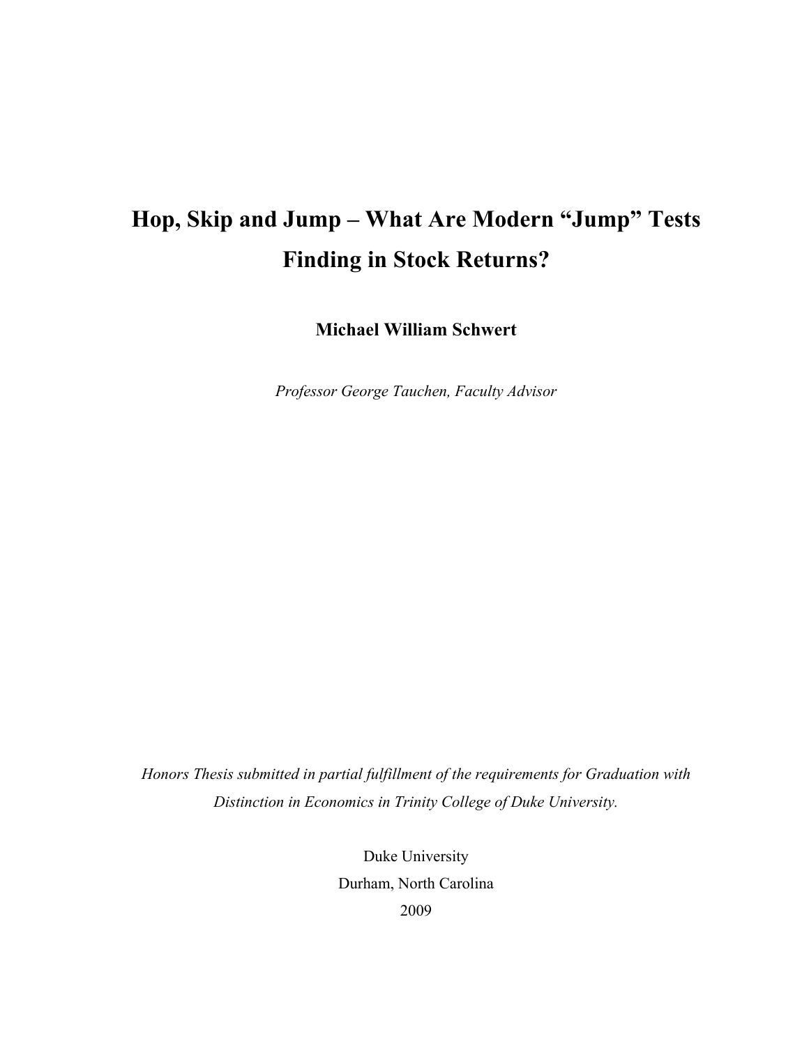# Hop, Skip and Jump – What Are Modern "Jump" Tests Finding in Stock Returns?

**Michael William Schwert**

*Professor George Tauchen, Faculty Advisor*

*Honors Thesis submitted in partial fulfillment of the requirements for Graduation with Distinction in Economics in Trinity College of Duke University.*

Duke University

Durham, North Carolina

2009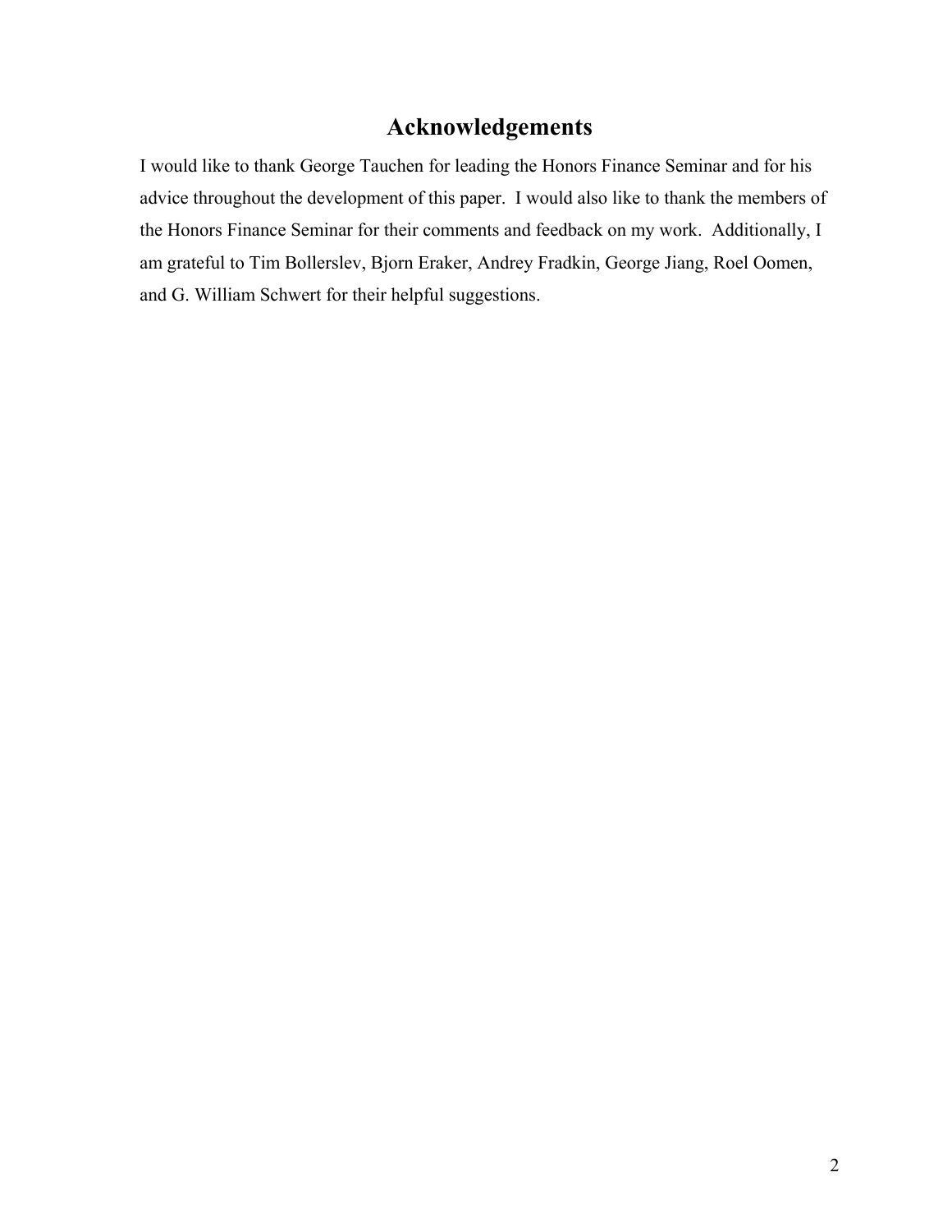# Acknowledgements

I would like to thank George Tauchen for leading the Honors Finance Seminar and for his advice throughout the development of this paper. I would also like to thank the members of the Honors Finance Seminar for their comments and feedback on my work. Additionally, I am grateful to Tim Bollerslev, Bjorn Eraker, Andrey Fradkin, George Jiang, Roel Oomen, and G. William Schwert for their helpful suggestions.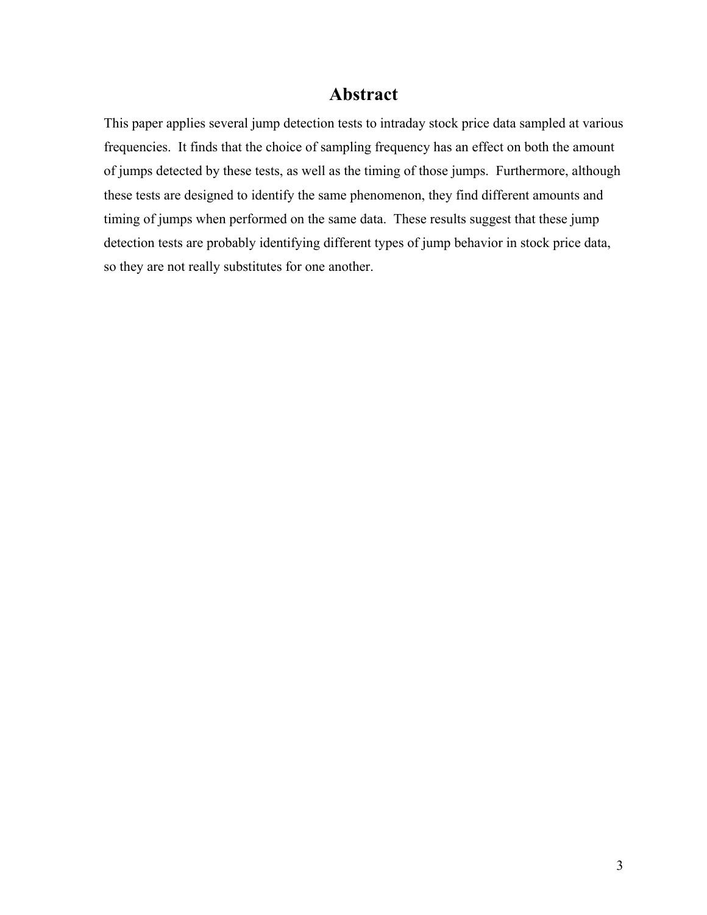# Abstract

This paper applies several jump detection tests to intraday stock price data sampled at various frequencies. It finds that the choice of sampling frequency has an effect on both the amount of jumps detected by these tests, as well as the timing of those jumps. Furthermore, although these tests are designed to identify the same phenomenon, they find different amounts and timing of jumps when performed on the same data. These results suggest that these jump detection tests are probably identifying different types of jump behavior in stock price data, so they are not really substitutes for one another.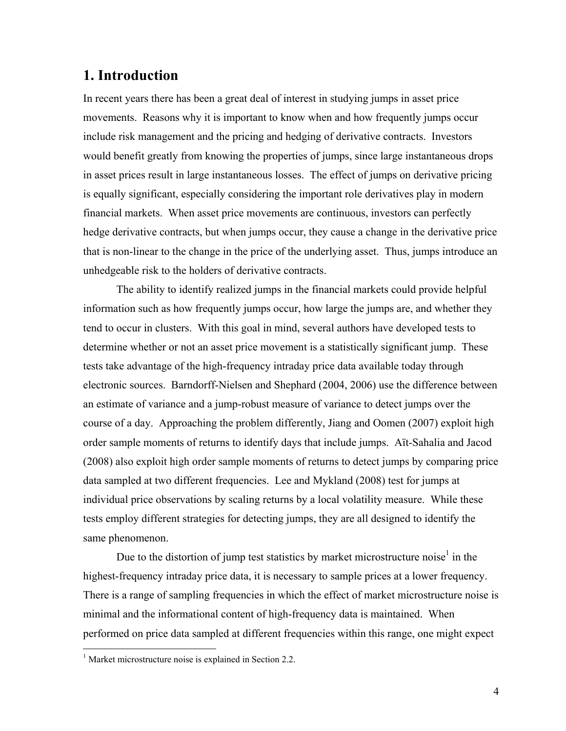# 1. Introduction

In recent years there has been a great deal of interest in studying jumps in asset price movements. Reasons why it is important to know when and how frequently jumps occur include risk management and the pricing and hedging of derivative contracts. Investors would benefit greatly from knowing the properties of jumps, since large instantaneous drops in asset prices result in large instantaneous losses. The effect of jumps on derivative pricing is equally significant, especially considering the important role derivatives play in modern financial markets. When asset price movements are continuous, investors can perfectly hedge derivative contracts, but when jumps occur, they cause a change in the derivative price that is non-linear to the change in the price of the underlying asset. Thus, jumps introduce an unhedgeable risk to the holders of derivative contracts.

The ability to identify realized jumps in the financial markets could provide helpful information such as how frequently jumps occur, how large the jumps are, and whether they tend to occur in clusters. With this goal in mind, several authors have developed tests to determine whether or not an asset price movement is a statistically significant jump. These tests take advantage of the high-frequency intraday price data available today through electronic sources. Barndorff-Nielsen and Shephard (2004, 2006) use the difference between an estimate of variance and a jump-robust measure of variance to detect jumps over the course of a day. Approaching the problem differently, Jiang and Oomen (2007) exploit high order sample moments of returns to identify days that include jumps. Aït-Sahalia and Jacod (2008) also exploit high order sample moments of returns to detect jumps by comparing price data sampled at two different frequencies. Lee and Mykland (2008) test for jumps at individual price observations by scaling returns by a local volatility measure. While these tests employ different strategies for detecting jumps, they are all designed to identify the same phenomenon.

Due to the distortion of jump test statistics by market microstructure noise[1] in the highest-frequency intraday price data, it is necessary to sample prices at a lower frequency. There is a range of sampling frequencies in which the effect of market microstructure noise is minimal and the informational content of high-frequency data is maintained. When performed on price data sampled at different frequencies within this range, one might expect

[1] Market microstructure noise is explained in Section 2.2.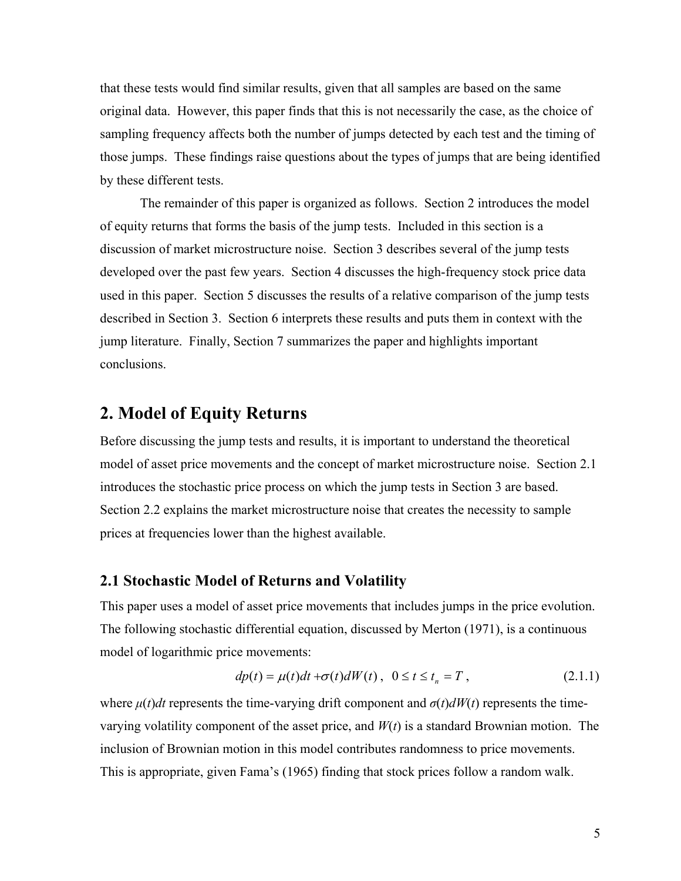that these tests would find similar results, given that all samples are based on the same original data. However, this paper finds that this is not necessarily the case, as the choice of sampling frequency affects both the number of jumps detected by each test and the timing of those jumps. These findings raise questions about the types of jumps that are being identified by these different tests.

The remainder of this paper is organized as follows. Section 2 introduces the model of equity returns that forms the basis of the jump tests. Included in this section is a discussion of market microstructure noise. Section 3 describes several of the jump tests developed over the past few years. Section 4 discusses the high-frequency stock price data used in this paper. Section 5 discusses the results of a relative comparison of the jump tests described in Section 3. Section 6 interprets these results and puts them in context with the jump literature. Finally, Section 7 summarizes the paper and highlights important conclusions.

## 2. Model of Equity Returns

Before discussing the jump tests and results, it is important to understand the theoretical model of asset price movements and the concept of market microstructure noise. Section 2.1 introduces the stochastic price process on which the jump tests in Section 3 are based. Section 2.2 explains the market microstructure noise that creates the necessity to sample prices at frequencies lower than the highest available.

### 2.1 Stochastic Model of Returns and Volatility

This paper uses a model of asset price movements that includes jumps in the price evolution. The following stochastic differential equation, discussed by Merton (1971), is a continuous model of logarithmic price movements:

$$dp(t) = \mu(t)dt + \sigma(t)dW(t), \quad 0 \le t \le t_n = T, \tag{2.1.1}$$

where $\mu(t)dt$ represents the time-varying drift component and $\sigma(t)dW(t)$ represents the time-varying volatility component of the asset price, and $W(t)$ is a standard Brownian motion. The inclusion of Brownian motion in this model contributes randomness to price movements. This is appropriate, given Fama's (1965) finding that stock prices follow a random walk.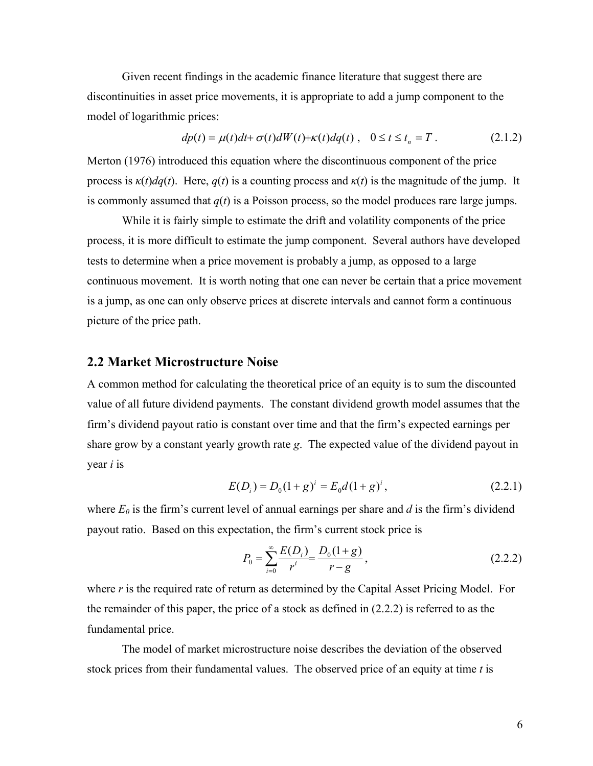Given recent findings in the academic finance literature that suggest there are discontinuities in asset price movements, it is appropriate to add a jump component to the model of logarithmic prices:

$$dp(t) = \mu(t)dt + \sigma(t)dW(t) + \kappa(t)dq(t) \ , \quad 0 \le t \le t_n = T \ . \tag{2.1.2}$$

Merton (1976) introduced this equation where the discontinuous component of the price process is $\kappa(t)dq(t)$. Here, $q(t)$ is a counting process and $\kappa(t)$ is the magnitude of the jump. It is commonly assumed that $q(t)$ is a Poisson process, so the model produces rare large jumps.

While it is fairly simple to estimate the drift and volatility components of the price process, it is more difficult to estimate the jump component. Several authors have developed tests to determine when a price movement is probably a jump, as opposed to a large continuous movement. It is worth noting that one can never be certain that a price movement is a jump, as one can only observe prices at discrete intervals and cannot form a continuous picture of the price path.

## 2.2 Market Microstructure Noise

A common method for calculating the theoretical price of an equity is to sum the discounted value of all future dividend payments. The constant dividend growth model assumes that the firm's dividend payout ratio is constant over time and that the firm's expected earnings per share grow by a constant yearly growth rate $g$. The expected value of the dividend payout in year $i$ is

$$E(D_i) = D_0(1+g)^i = E_0 d(1+g)^i \ , \tag{2.2.1}$$

where $E_0$ is the firm's current level of annual earnings per share and $d$ is the firm's dividend payout ratio. Based on this expectation, the firm's current stock price is

$$P_0 = \sum_{i=0}^{\infty} \frac{E(D_i)}{r^i} = \frac{D_0(1+g)}{r-g} \ , \tag{2.2.2}$$

where $r$ is the required rate of return as determined by the Capital Asset Pricing Model. For the remainder of this paper, the price of a stock as defined in (2.2.2) is referred to as the fundamental price.

The model of market microstructure noise describes the deviation of the observed stock prices from their fundamental values. The observed price of an equity at time $t$ is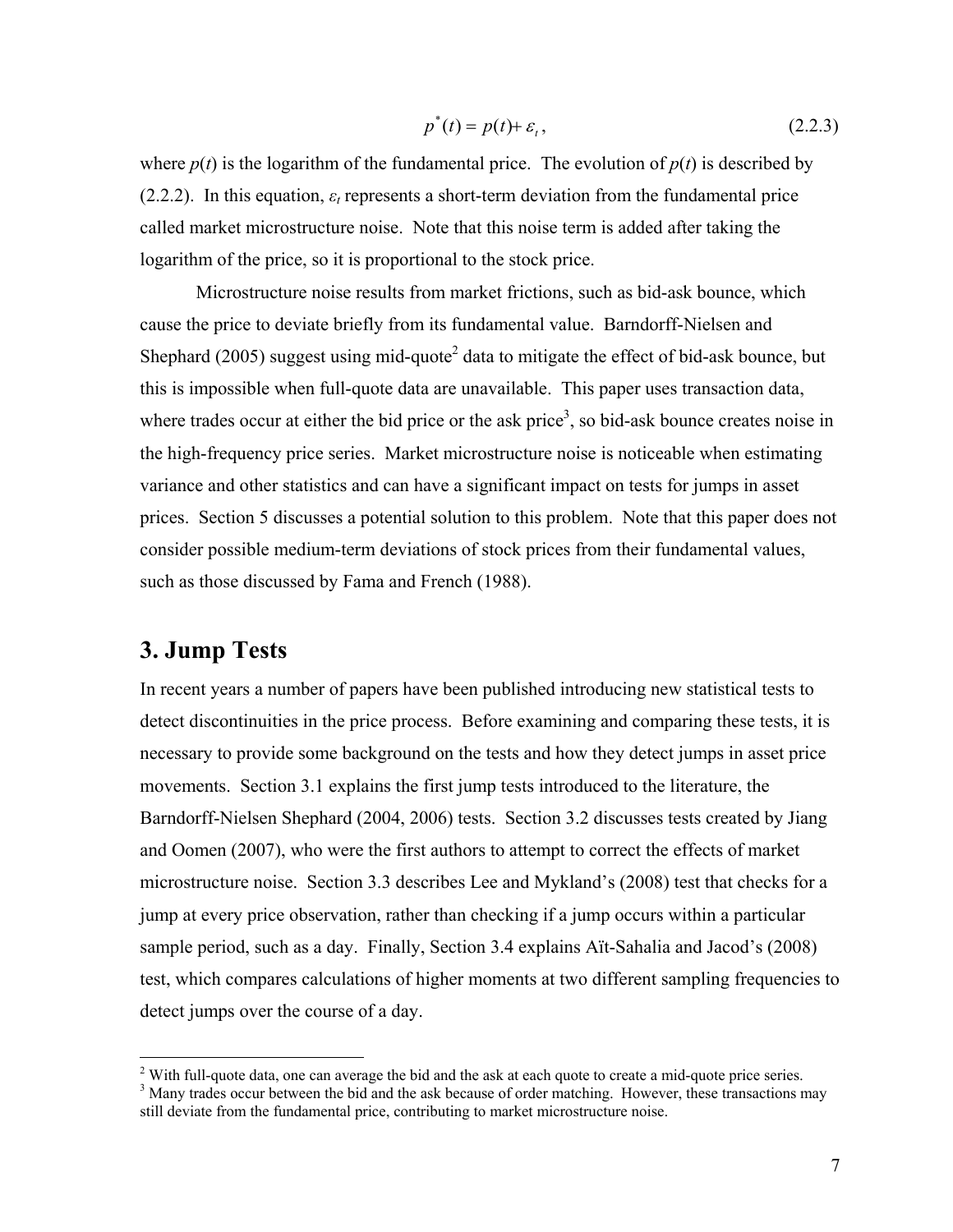$$p^*(t) = p(t) + \varepsilon_t, \tag{2.2.3}$$

where $p(t)$ is the logarithm of the fundamental price. The evolution of $p(t)$ is described by (2.2.2). In this equation, $\varepsilon_t$ represents a short-term deviation from the fundamental price called market microstructure noise. Note that this noise term is added after taking the logarithm of the price, so it is proportional to the stock price.

Microstructure noise results from market frictions, such as bid-ask bounce, which cause the price to deviate briefly from its fundamental value. Barndorff-Nielsen and Shephard (2005) suggest using mid-quote[2] data to mitigate the effect of bid-ask bounce, but this is impossible when full-quote data are unavailable. This paper uses transaction data, where trades occur at either the bid price or the ask price[3], so bid-ask bounce creates noise in the high-frequency price series. Market microstructure noise is noticeable when estimating variance and other statistics and can have a significant impact on tests for jumps in asset prices. Section 5 discusses a potential solution to this problem. Note that this paper does not consider possible medium-term deviations of stock prices from their fundamental values, such as those discussed by Fama and French (1988).

## 3. Jump Tests

In recent years a number of papers have been published introducing new statistical tests to detect discontinuities in the price process. Before examining and comparing these tests, it is necessary to provide some background on the tests and how they detect jumps in asset price movements. Section 3.1 explains the first jump tests introduced to the literature, the Barndorff-Nielsen Shephard (2004, 2006) tests. Section 3.2 discusses tests created by Jiang and Oomen (2007), who were the first authors to attempt to correct the effects of market microstructure noise. Section 3.3 describes Lee and Mykland's (2008) test that checks for a jump at every price observation, rather than checking if a jump occurs within a particular sample period, such as a day. Finally, Section 3.4 explains Aït-Sahalia and Jacod's (2008) test, which compares calculations of higher moments at two different sampling frequencies to detect jumps over the course of a day.

---

[2] With full-quote data, one can average the bid and the ask at each quote to create a mid-quote price series.

[3] Many trades occur between the bid and the ask because of order matching. However, these transactions may still deviate from the fundamental price, contributing to market microstructure noise.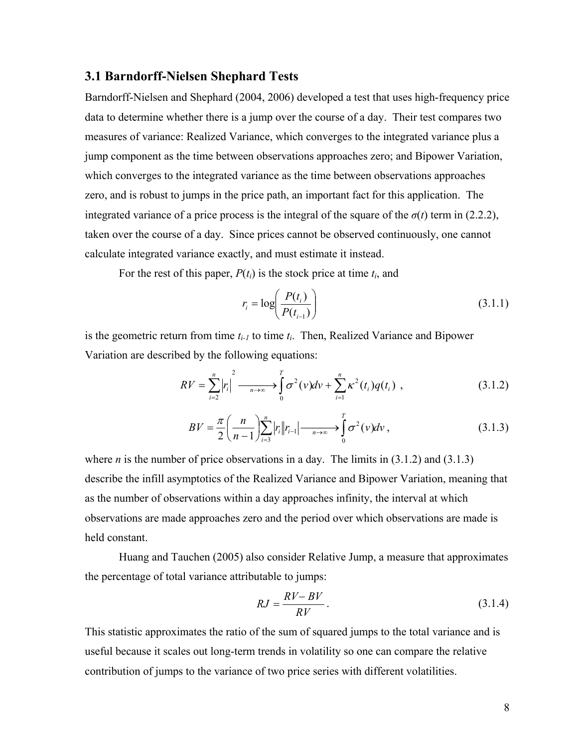### 3.1 Barndorff-Nielsen Shephard Tests

Barndorff-Nielsen and Shephard (2004, 2006) developed a test that uses high-frequency price data to determine whether there is a jump over the course of a day. Their test compares two measures of variance: Realized Variance, which converges to the integrated variance plus a jump component as the time between observations approaches zero; and Bipower Variation, which converges to the integrated variance as the time between observations approaches zero, and is robust to jumps in the price path, an important fact for this application. The integrated variance of a price process is the integral of the square of the $\sigma(t)$ term in (2.2.2), taken over the course of a day. Since prices cannot be observed continuously, one cannot calculate integrated variance exactly, and must estimate it instead.

For the rest of this paper, $P(t_i)$ is the stock price at time $t_i$, and

$$r_i = \log\left(\frac{P(t_i)}{P(t_{i-1})}\right) \tag{3.1.1}$$

is the geometric return from time $t_{i-1}$ to time $t_i$. Then, Realized Variance and Bipower Variation are described by the following equations:

$$RV = \sum_{i=2}^{n} |r_i|^2 \xrightarrow[n\to\infty]{} \int_0^T \sigma^2(v)dv + \sum_{i=1}^{n} \kappa^2(t_i)q(t_i) \ , \tag{3.1.2}$$

$$BV = \frac{\pi}{2}\left(\frac{n}{n-1}\right)\sum_{i=3}^{n} |r_i||r_{i-1}| \xrightarrow[n\to\infty]{} \int_0^T \sigma^2(v)dv \ , \tag{3.1.3}$$

where $n$ is the number of price observations in a day. The limits in (3.1.2) and (3.1.3) describe the infill asymptotics of the Realized Variance and Bipower Variation, meaning that as the number of observations within a day approaches infinity, the interval at which observations are made approaches zero and the period over which observations are made is held constant.

Huang and Tauchen (2005) also consider Relative Jump, a measure that approximates the percentage of total variance attributable to jumps:

$$RJ = \frac{RV - BV}{RV} . \tag{3.1.4}$$

This statistic approximates the ratio of the sum of squared jumps to the total variance and is useful because it scales out long-term trends in volatility so one can compare the relative contribution of jumps to the variance of two price series with different volatilities.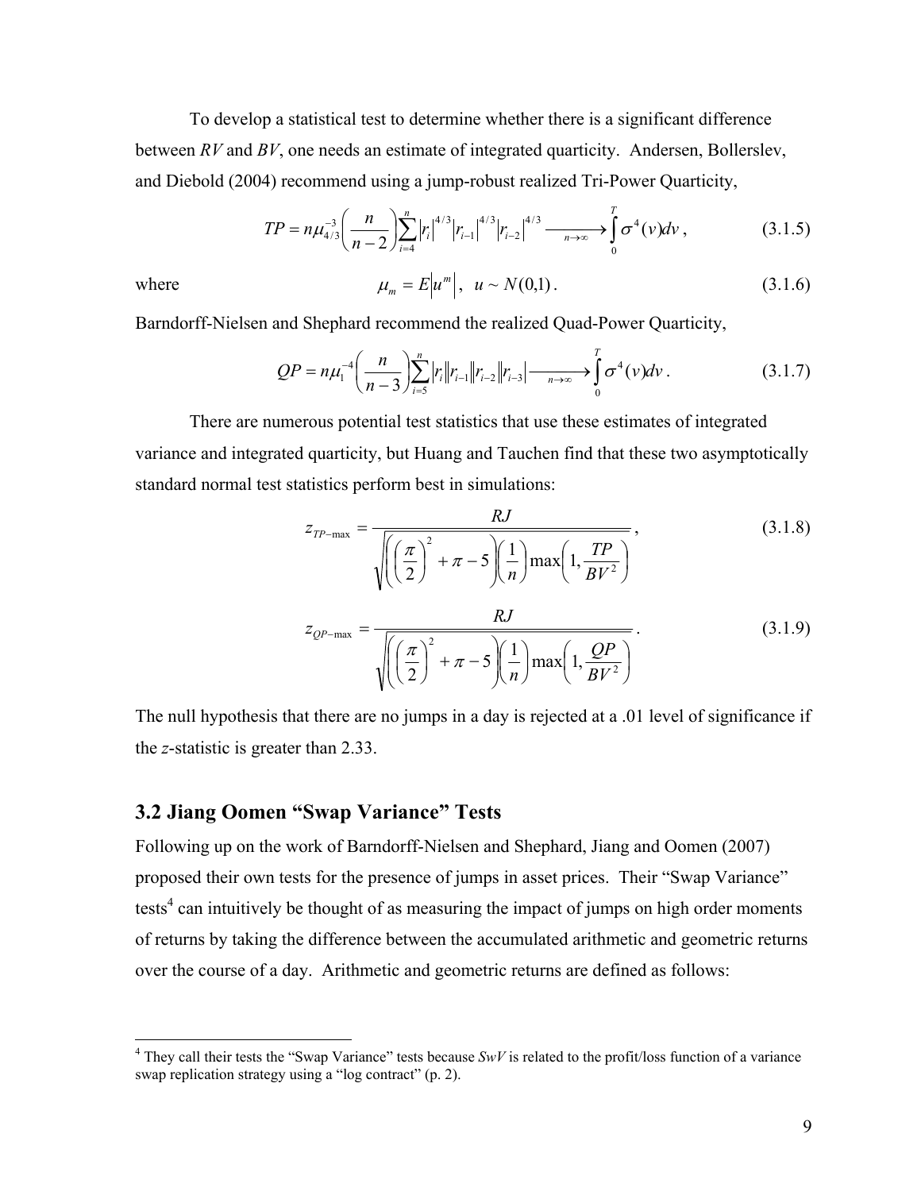To develop a statistical test to determine whether there is a significant difference between $RV$ and $BV$, one needs an estimate of integrated quarticity. Andersen, Bollerslev, and Diebold (2004) recommend using a jump-robust realized Tri-Power Quarticity,

$$TP = n\mu_{4/3}^{-3}\left(\frac{n}{n-2}\right)\sum_{i=4}^{n}|r_i|^{4/3}|r_{i-1}|^{4/3}|r_{i-2}|^{4/3} \xrightarrow[n\to\infty]{} \int_0^T \sigma^4(v)dv\,, \tag{3.1.5}$$

where

$$\mu_m = E|u^m|,\ \ u \sim N(0,1)\,. \tag{3.1.6}$$

Barndorff-Nielsen and Shephard recommend the realized Quad-Power Quarticity,

$$QP = n\mu_1^{-4}\left(\frac{n}{n-3}\right)\sum_{i=5}^{n}|r_i||r_{i-1}||r_{i-2}||r_{i-3}| \xrightarrow[n\to\infty]{} \int_0^T \sigma^4(v)dv\,. \tag{3.1.7}$$

There are numerous potential test statistics that use these estimates of integrated variance and integrated quarticity, but Huang and Tauchen find that these two asymptotically standard normal test statistics perform best in simulations:

$$z_{TP-\max} = \frac{RJ}{\sqrt{\left(\left(\frac{\pi}{2}\right)^2 + \pi - 5\right)\left(\frac{1}{n}\right)\max\left(1, \frac{TP}{BV^2}\right)}}\,, \tag{3.1.8}$$

$$z_{QP-\max} = \frac{RJ}{\sqrt{\left(\left(\frac{\pi}{2}\right)^2 + \pi - 5\right)\left(\frac{1}{n}\right)\max\left(1, \frac{QP}{BV^2}\right)}}\,. \tag{3.1.9}$$

The null hypothesis that there are no jumps in a day is rejected at a .01 level of significance if the $z$-statistic is greater than 2.33.

## 3.2 Jiang Oomen "Swap Variance" Tests

Following up on the work of Barndorff-Nielsen and Shephard, Jiang and Oomen (2007) proposed their own tests for the presence of jumps in asset prices. Their "Swap Variance" tests[4] can intuitively be thought of as measuring the impact of jumps on high order moments of returns by taking the difference between the accumulated arithmetic and geometric returns over the course of a day. Arithmetic and geometric returns are defined as follows:

[4] They call their tests the "Swap Variance" tests because $SwV$ is related to the profit/loss function of a variance swap replication strategy using a "log contract" (p. 2).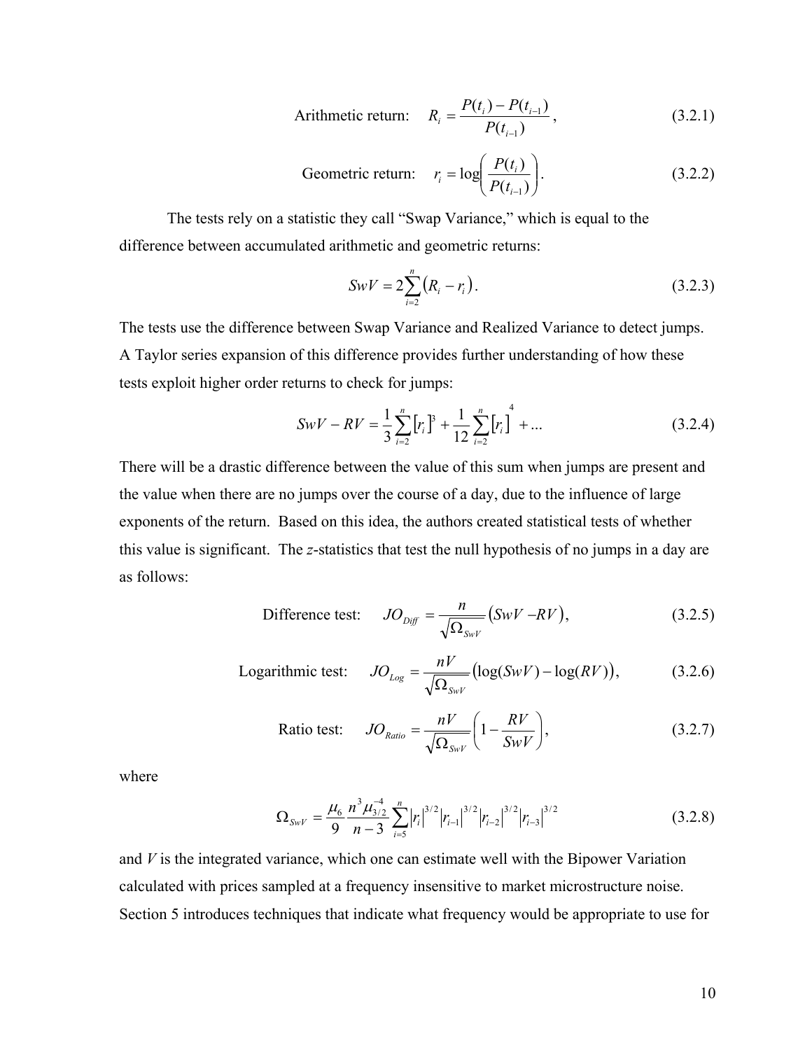$$\text{Arithmetic return:} \quad R_i = \frac{P(t_i) - P(t_{i-1})}{P(t_{i-1})}, \tag{3.2.1}$$

$$\text{Geometric return:} \quad r_i = \log\left(\frac{P(t_i)}{P(t_{i-1})}\right). \tag{3.2.2}$$

The tests rely on a statistic they call "Swap Variance," which is equal to the difference between accumulated arithmetic and geometric returns:

$$SwV = 2\sum_{i=2}^{n}\left(R_i - r_i\right). \tag{3.2.3}$$

The tests use the difference between Swap Variance and Realized Variance to detect jumps. A Taylor series expansion of this difference provides further understanding of how these tests exploit higher order returns to check for jumps:

$$SwV - RV = \frac{1}{3}\sum_{i=2}^{n}\left[r_i\right]^3 + \frac{1}{12}\sum_{i=2}^{n}\left[r_i\right]^4 + \ldots \tag{3.2.4}$$

There will be a drastic difference between the value of this sum when jumps are present and the value when there are no jumps over the course of a day, due to the influence of large exponents of the return. Based on this idea, the authors created statistical tests of whether this value is significant. The *z*-statistics that test the null hypothesis of no jumps in a day are as follows:

$$\text{Difference test:} \quad JO_{Diff} = \frac{n}{\sqrt{\Omega_{SwV}}}\left(SwV - RV\right), \tag{3.2.5}$$

$$\text{Logarithmic test:} \quad JO_{Log} = \frac{nV}{\sqrt{\Omega_{SwV}}}\left(\log(SwV) - \log(RV)\right), \tag{3.2.6}$$

$$\text{Ratio test:} \quad JO_{Ratio} = \frac{nV}{\sqrt{\Omega_{SwV}}}\left(1 - \frac{RV}{SwV}\right), \tag{3.2.7}$$

where

$$\Omega_{SwV} = \frac{\mu_6}{9}\frac{n^3\mu_{3/2}^{-4}}{n-3}\sum_{i=5}^{n}\left|r_i\right|^{3/2}\left|r_{i-1}\right|^{3/2}\left|r_{i-2}\right|^{3/2}\left|r_{i-3}\right|^{3/2} \tag{3.2.8}$$

and $V$ is the integrated variance, which one can estimate well with the Bipower Variation calculated with prices sampled at a frequency insensitive to market microstructure noise. Section 5 introduces techniques that indicate what frequency would be appropriate to use for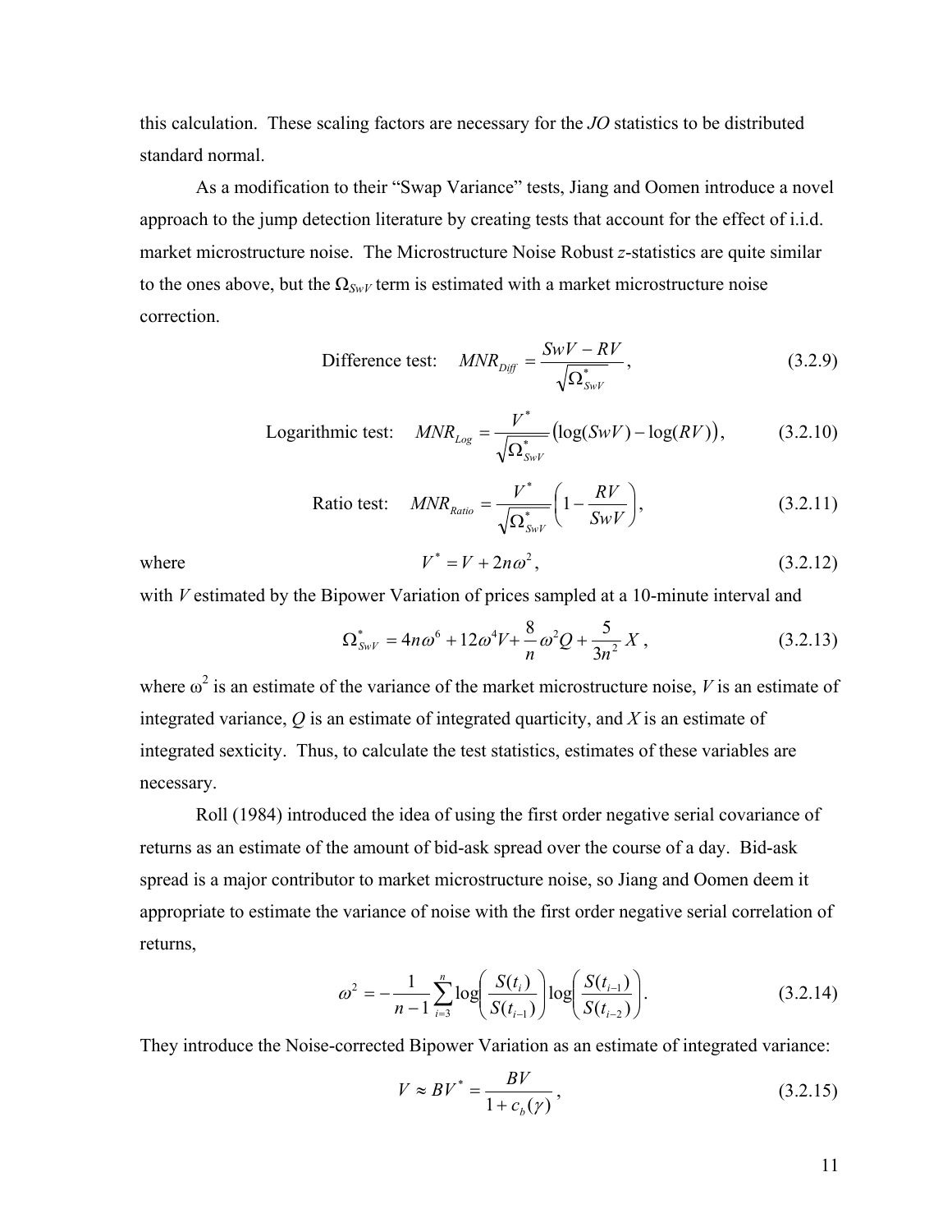this calculation. These scaling factors are necessary for the *JO* statistics to be distributed standard normal.

As a modification to their "Swap Variance" tests, Jiang and Oomen introduce a novel approach to the jump detection literature by creating tests that account for the effect of i.i.d. market microstructure noise. The Microstructure Noise Robust *z*-statistics are quite similar to the ones above, but the $\Omega_{SwV}$ term is estimated with a market microstructure noise correction.

$$\text{Difference test:} \quad MNR_{Diff} = \frac{SwV - RV}{\sqrt{\Omega^*_{SwV}}}, \tag{3.2.9}$$

$$\text{Logarithmic test:} \quad MNR_{Log} = \frac{V^*}{\sqrt{\Omega^*_{SwV}}}\left(\log(SwV) - \log(RV)\right), \tag{3.2.10}$$

$$\text{Ratio test:} \quad MNR_{Ratio} = \frac{V^*}{\sqrt{\Omega^*_{SwV}}}\left(1 - \frac{RV}{SwV}\right), \tag{3.2.11}$$

where

$$V^* = V + 2n\omega^2, \tag{3.2.12}$$

with $V$ estimated by the Bipower Variation of prices sampled at a 10-minute interval and

$$\Omega^*_{SwV} = 4n\omega^6 + 12\omega^4 V + \frac{8}{n}\omega^2 Q + \frac{5}{3n^2} X, \tag{3.2.13}$$

where $\omega^2$ is an estimate of the variance of the market microstructure noise, $V$ is an estimate of integrated variance, $Q$ is an estimate of integrated quarticity, and $X$ is an estimate of integrated sexticity. Thus, to calculate the test statistics, estimates of these variables are necessary.

Roll (1984) introduced the idea of using the first order negative serial covariance of returns as an estimate of the amount of bid-ask spread over the course of a day. Bid-ask spread is a major contributor to market microstructure noise, so Jiang and Oomen deem it appropriate to estimate the variance of noise with the first order negative serial correlation of returns,

$$\omega^2 = -\frac{1}{n-1}\sum_{i=3}^{n} \log\left(\frac{S(t_i)}{S(t_{i-1})}\right)\log\left(\frac{S(t_{i-1})}{S(t_{i-2})}\right). \tag{3.2.14}$$

They introduce the Noise-corrected Bipower Variation as an estimate of integrated variance:

$$V \approx BV^* = \frac{BV}{1 + c_b(\gamma)}, \tag{3.2.15}$$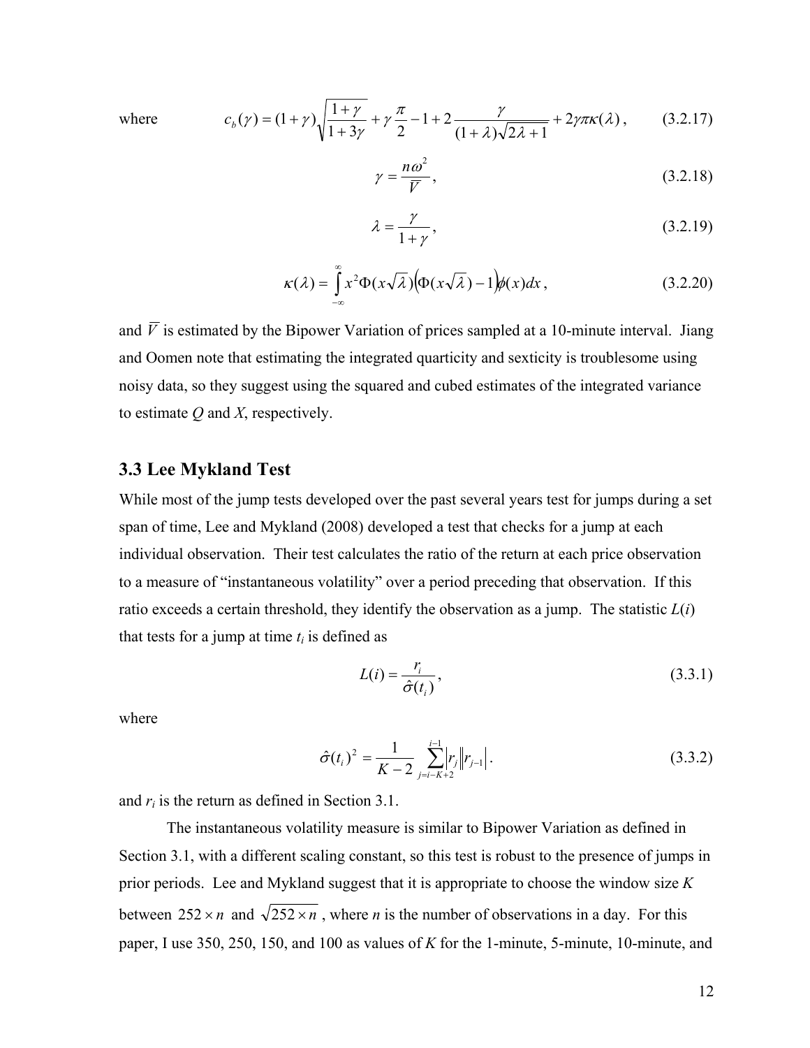where
$$c_b(\gamma) = (1+\gamma)\sqrt{\frac{1+\gamma}{1+3\gamma}} + \gamma\frac{\pi}{2} - 1 + 2\frac{\gamma}{(1+\lambda)\sqrt{2\lambda+1}} + 2\gamma\pi\kappa(\lambda), \tag{3.2.17}$$

$$\gamma = \frac{n\omega^2}{\overline{V}}, \tag{3.2.18}$$

$$\lambda = \frac{\gamma}{1+\gamma}, \tag{3.2.19}$$

$$\kappa(\lambda) = \int_{-\infty}^{\infty} x^2 \Phi(x\sqrt{\lambda})\left(\Phi(x\sqrt{\lambda}) - 1\right)\phi(x)dx, \tag{3.2.20}$$

and $\overline{V}$ is estimated by the Bipower Variation of prices sampled at a 10-minute interval. Jiang and Oomen note that estimating the integrated quarticity and sexticity is troublesome using noisy data, so they suggest using the squared and cubed estimates of the integrated variance to estimate *Q* and *X*, respectively.

## 3.3 Lee Mykland Test

While most of the jump tests developed over the past several years test for jumps during a set span of time, Lee and Mykland (2008) developed a test that checks for a jump at each individual observation. Their test calculates the ratio of the return at each price observation to a measure of "instantaneous volatility" over a period preceding that observation. If this ratio exceeds a certain threshold, they identify the observation as a jump. The statistic $L(i)$ that tests for a jump at time $t_i$ is defined as

$$L(i) = \frac{r_i}{\hat{\sigma}(t_i)}, \tag{3.3.1}$$

where

$$\hat{\sigma}(t_i)^2 = \frac{1}{K-2}\sum_{j=i-K+2}^{i-1}|r_j||r_{j-1}|. \tag{3.3.2}$$

and $r_i$ is the return as defined in Section 3.1.

The instantaneous volatility measure is similar to Bipower Variation as defined in Section 3.1, with a different scaling constant, so this test is robust to the presence of jumps in prior periods. Lee and Mykland suggest that it is appropriate to choose the window size *K* between $252 \times n$ and $\sqrt{252 \times n}$, where *n* is the number of observations in a day. For this paper, I use 350, 250, 150, and 100 as values of *K* for the 1-minute, 5-minute, 10-minute, and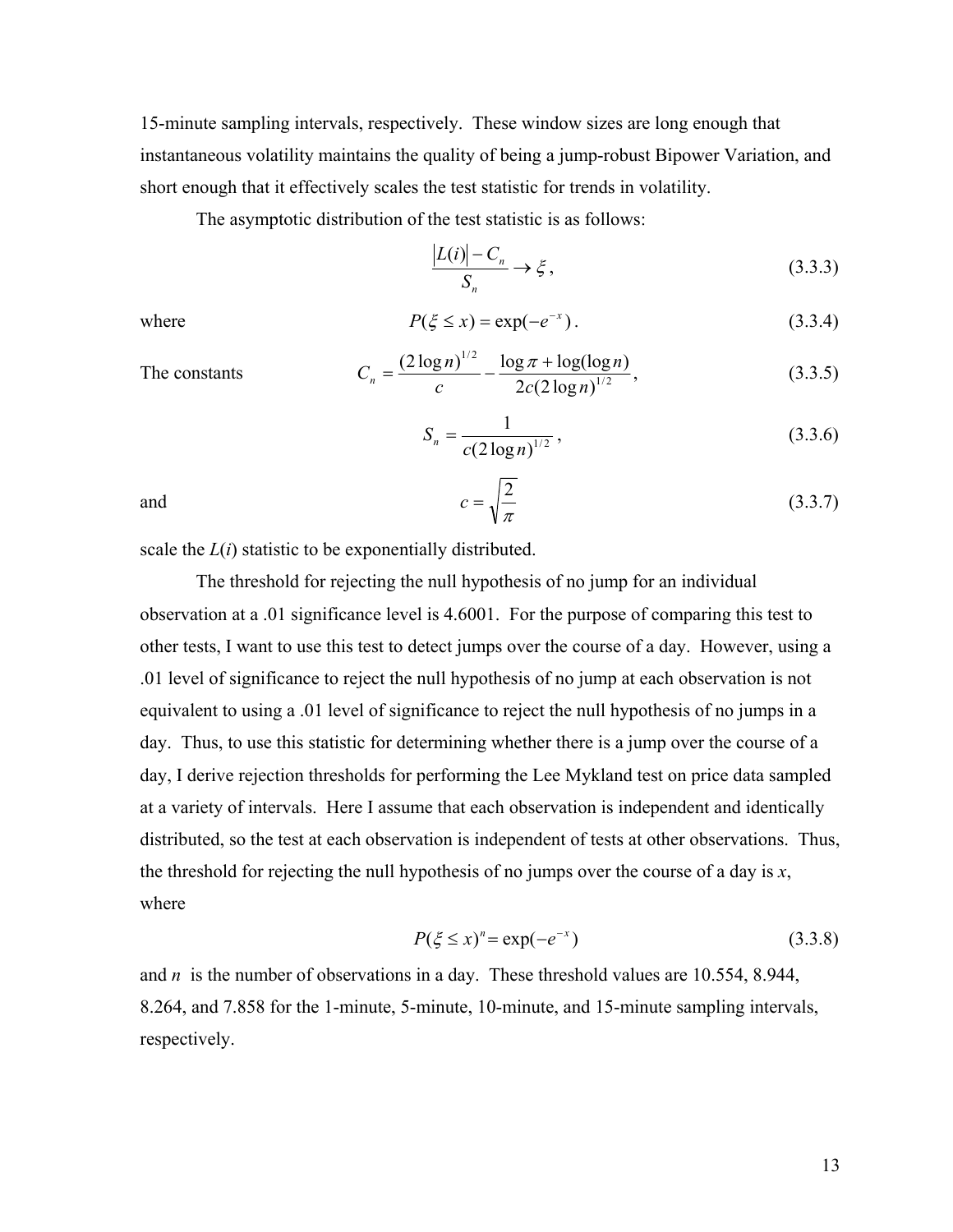15-minute sampling intervals, respectively. These window sizes are long enough that instantaneous volatility maintains the quality of being a jump-robust Bipower Variation, and short enough that it effectively scales the test statistic for trends in volatility.

The asymptotic distribution of the test statistic is as follows:

$$\frac{|L(i)| - C_n}{S_n} \rightarrow \xi, \tag{3.3.3}$$

where

$$P(\xi \leq x) = \exp(-e^{-x}). \tag{3.3.4}$$

The constants

$$C_n = \frac{(2\log n)^{1/2}}{c} - \frac{\log \pi + \log(\log n)}{2c(2\log n)^{1/2}}, \tag{3.3.5}$$

$$S_n = \frac{1}{c(2\log n)^{1/2}}, \tag{3.3.6}$$

and

$$c = \sqrt{\frac{2}{\pi}} \tag{3.3.7}$$

scale the $L(i)$ statistic to be exponentially distributed.

The threshold for rejecting the null hypothesis of no jump for an individual observation at a .01 significance level is 4.6001. For the purpose of comparing this test to other tests, I want to use this test to detect jumps over the course of a day. However, using a .01 level of significance to reject the null hypothesis of no jump at each observation is not equivalent to using a .01 level of significance to reject the null hypothesis of no jumps in a day. Thus, to use this statistic for determining whether there is a jump over the course of a day, I derive rejection thresholds for performing the Lee Mykland test on price data sampled at a variety of intervals. Here I assume that each observation is independent and identically distributed, so the test at each observation is independent of tests at other observations. Thus, the threshold for rejecting the null hypothesis of no jumps over the course of a day is $x$, where

$$P(\xi \leq x)^n = \exp(-e^{-x}) \tag{3.3.8}$$

and $n$ is the number of observations in a day. These threshold values are 10.554, 8.944, 8.264, and 7.858 for the 1-minute, 5-minute, 10-minute, and 15-minute sampling intervals, respectively.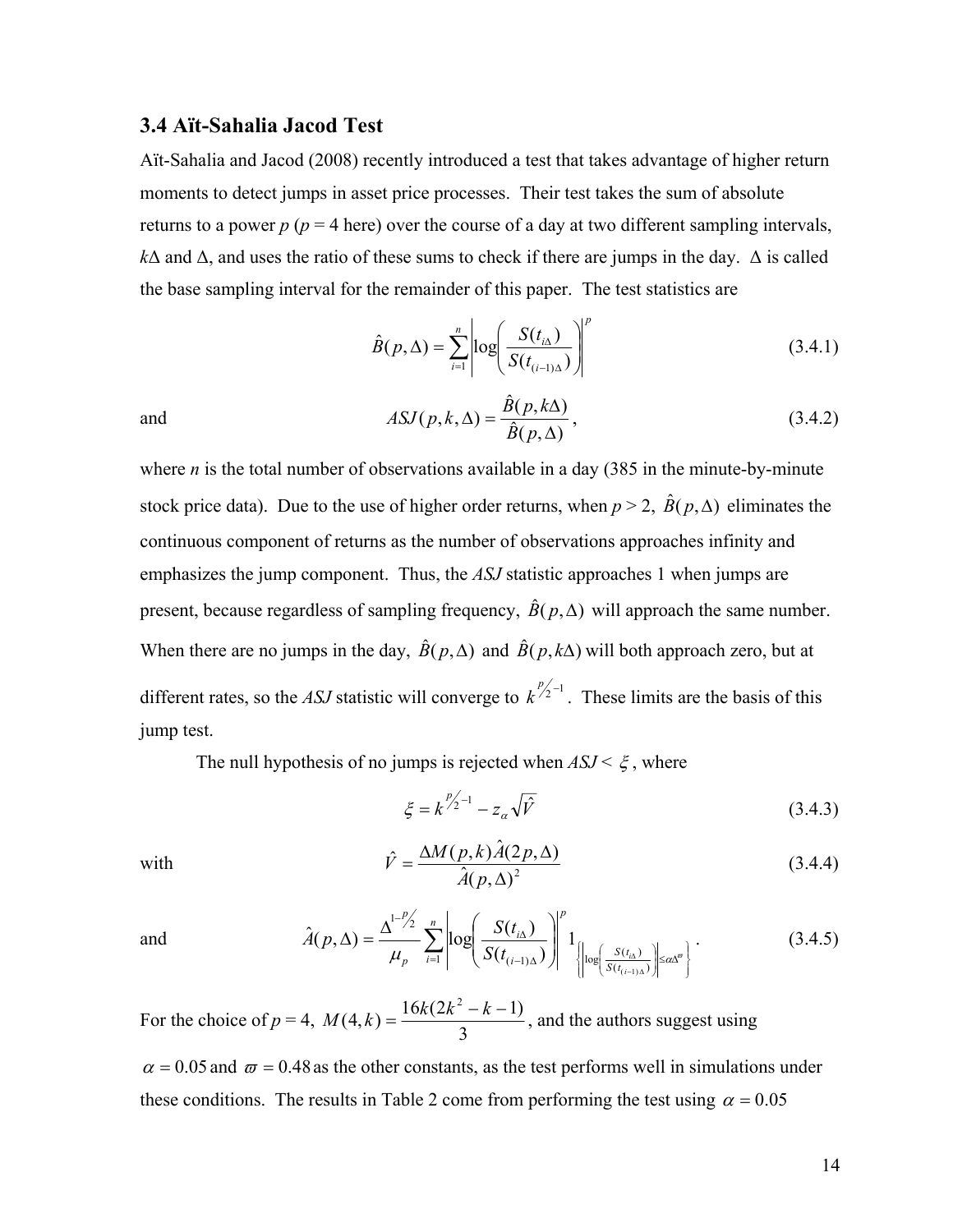### 3.4 Aït-Sahalia Jacod Test

Aït-Sahalia and Jacod (2008) recently introduced a test that takes advantage of higher return moments to detect jumps in asset price processes. Their test takes the sum of absolute returns to a power $p$ ($p = 4$ here) over the course of a day at two different sampling intervals, $k\Delta$ and $\Delta$, and uses the ratio of these sums to check if there are jumps in the day. $\Delta$ is called the base sampling interval for the remainder of this paper. The test statistics are

$$\hat{B}(p,\Delta) = \sum_{i=1}^{n} \left| \log\left( \frac{S(t_{i\Delta})}{S(t_{(i-1)\Delta})} \right) \right|^{p} \tag{3.4.1}$$

and

$$ASJ(p,k,\Delta) = \frac{\hat{B}(p,k\Delta)}{\hat{B}(p,\Delta)}, \tag{3.4.2}$$

where $n$ is the total number of observations available in a day (385 in the minute-by-minute stock price data). Due to the use of higher order returns, when $p > 2$, $\hat{B}(p,\Delta)$ eliminates the continuous component of returns as the number of observations approaches infinity and emphasizes the jump component. Thus, the *ASJ* statistic approaches 1 when jumps are present, because regardless of sampling frequency, $\hat{B}(p,\Delta)$ will approach the same number. When there are no jumps in the day, $\hat{B}(p,\Delta)$ and $\hat{B}(p,k\Delta)$ will both approach zero, but at different rates, so the *ASJ* statistic will converge to $k^{p/2-1}$. These limits are the basis of this jump test.

The null hypothesis of no jumps is rejected when $ASJ < \xi$, where

$$\xi = k^{p/2-1} - z_{\alpha}\sqrt{\hat{V}} \tag{3.4.3}$$

with

$$\hat{V} = \frac{\Delta M(p,k)\hat{A}(2p,\Delta)}{\hat{A}(p,\Delta)^{2}} \tag{3.4.4}$$

and

$$\hat{A}(p,\Delta) = \frac{\Delta^{1-p/2}}{\mu_p} \sum_{i=1}^{n} \left| \log\left( \frac{S(t_{i\Delta})}{S(t_{(i-1)\Delta})} \right) \right|^{p} 1_{\left\{ \left| \log\left( \frac{S(t_{i\Delta})}{S(t_{(i-1)\Delta})} \right) \right| \leq \alpha\Delta^{\varpi} \right\}}. \tag{3.4.5}$$

For the choice of $p = 4$, $M(4,k) = \dfrac{16k(2k^2 - k - 1)}{3}$, and the authors suggest using $\alpha = 0.05$ and $\varpi = 0.48$ as the other constants, as the test performs well in simulations under these conditions. The results in Table 2 come from performing the test using $\alpha = 0.05$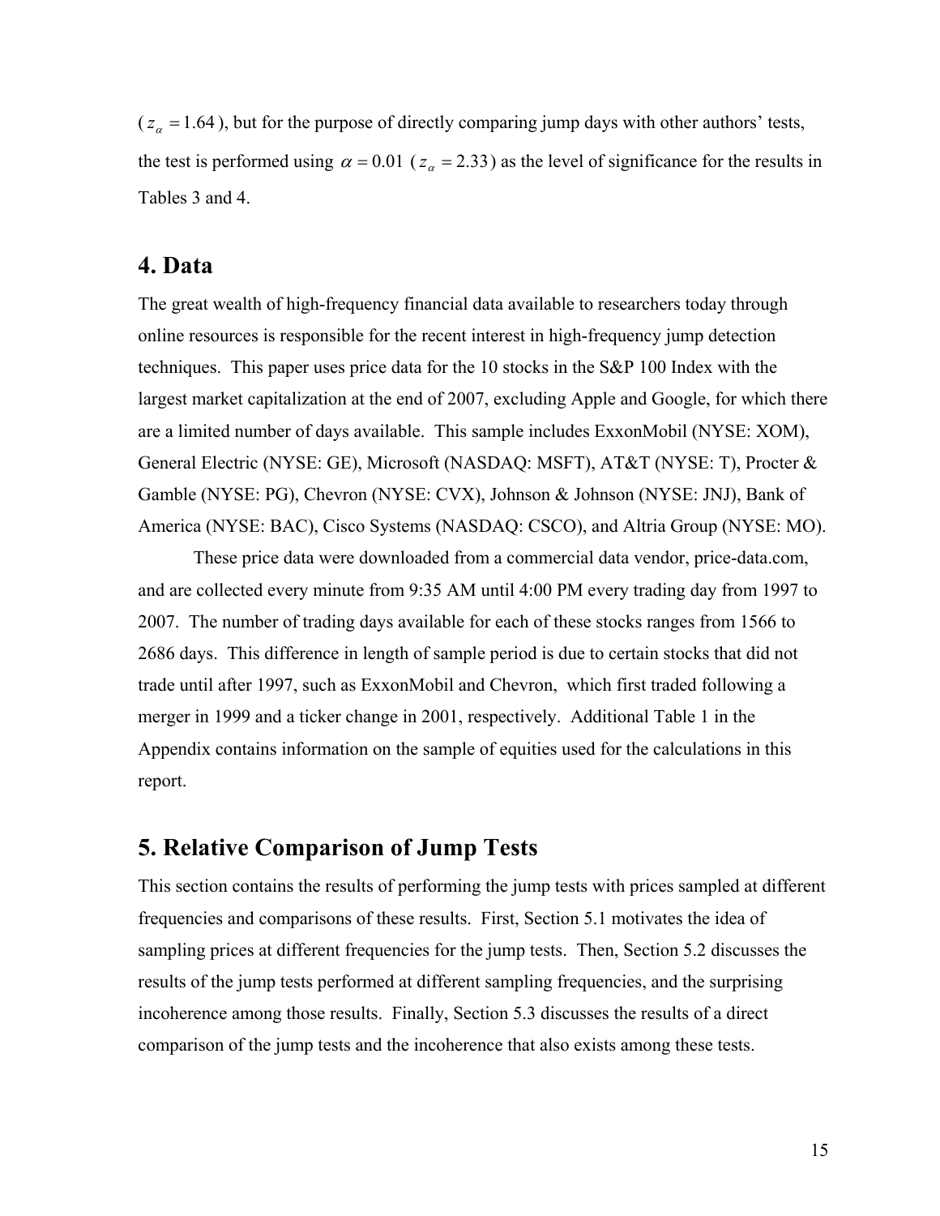($z_\alpha = 1.64$), but for the purpose of directly comparing jump days with other authors' tests, the test is performed using $\alpha = 0.01$ ($z_\alpha = 2.33$) as the level of significance for the results in Tables 3 and 4.

## 4. Data

The great wealth of high-frequency financial data available to researchers today through online resources is responsible for the recent interest in high-frequency jump detection techniques. This paper uses price data for the 10 stocks in the S&P 100 Index with the largest market capitalization at the end of 2007, excluding Apple and Google, for which there are a limited number of days available. This sample includes ExxonMobil (NYSE: XOM), General Electric (NYSE: GE), Microsoft (NASDAQ: MSFT), AT&T (NYSE: T), Procter & Gamble (NYSE: PG), Chevron (NYSE: CVX), Johnson & Johnson (NYSE: JNJ), Bank of America (NYSE: BAC), Cisco Systems (NASDAQ: CSCO), and Altria Group (NYSE: MO).

These price data were downloaded from a commercial data vendor, price-data.com, and are collected every minute from 9:35 AM until 4:00 PM every trading day from 1997 to 2007. The number of trading days available for each of these stocks ranges from 1566 to 2686 days. This difference in length of sample period is due to certain stocks that did not trade until after 1997, such as ExxonMobil and Chevron, which first traded following a merger in 1999 and a ticker change in 2001, respectively. Additional Table 1 in the Appendix contains information on the sample of equities used for the calculations in this report.

## 5. Relative Comparison of Jump Tests

This section contains the results of performing the jump tests with prices sampled at different frequencies and comparisons of these results. First, Section 5.1 motivates the idea of sampling prices at different frequencies for the jump tests. Then, Section 5.2 discusses the results of the jump tests performed at different sampling frequencies, and the surprising incoherence among those results. Finally, Section 5.3 discusses the results of a direct comparison of the jump tests and the incoherence that also exists among these tests.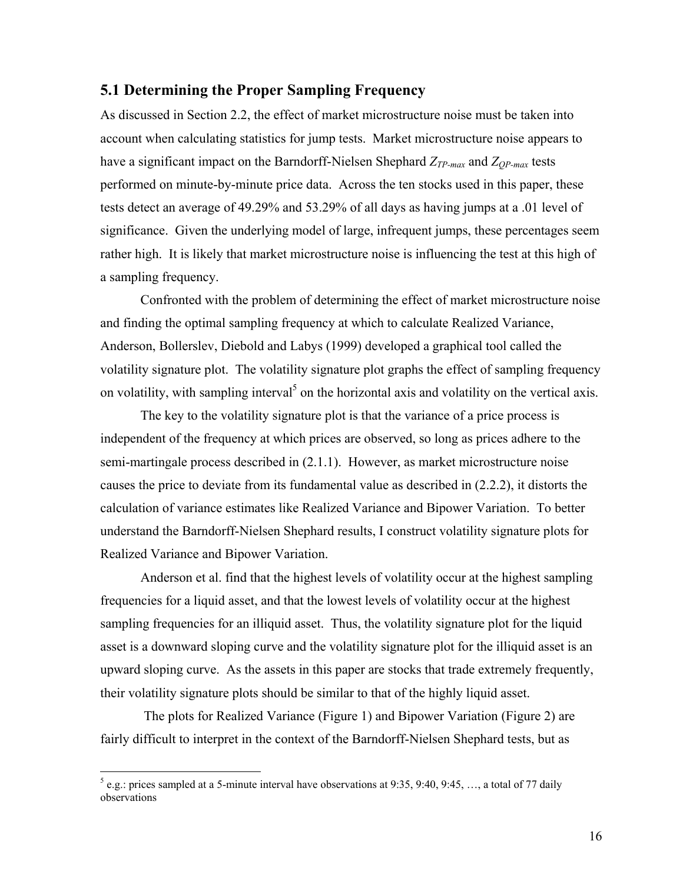## 5.1 Determining the Proper Sampling Frequency

As discussed in Section 2.2, the effect of market microstructure noise must be taken into account when calculating statistics for jump tests. Market microstructure noise appears to have a significant impact on the Barndorff-Nielsen Shephard $Z_{TP\text{-}max}$ and $Z_{QP\text{-}max}$ tests performed on minute-by-minute price data. Across the ten stocks used in this paper, these tests detect an average of 49.29% and 53.29% of all days as having jumps at a .01 level of significance. Given the underlying model of large, infrequent jumps, these percentages seem rather high. It is likely that market microstructure noise is influencing the test at this high of a sampling frequency.

Confronted with the problem of determining the effect of market microstructure noise and finding the optimal sampling frequency at which to calculate Realized Variance, Anderson, Bollerslev, Diebold and Labys (1999) developed a graphical tool called the volatility signature plot. The volatility signature plot graphs the effect of sampling frequency on volatility, with sampling interval[5] on the horizontal axis and volatility on the vertical axis.

The key to the volatility signature plot is that the variance of a price process is independent of the frequency at which prices are observed, so long as prices adhere to the semi-martingale process described in (2.1.1). However, as market microstructure noise causes the price to deviate from its fundamental value as described in (2.2.2), it distorts the calculation of variance estimates like Realized Variance and Bipower Variation. To better understand the Barndorff-Nielsen Shephard results, I construct volatility signature plots for Realized Variance and Bipower Variation.

Anderson et al. find that the highest levels of volatility occur at the highest sampling frequencies for a liquid asset, and that the lowest levels of volatility occur at the highest sampling frequencies for an illiquid asset. Thus, the volatility signature plot for the liquid asset is a downward sloping curve and the volatility signature plot for the illiquid asset is an upward sloping curve. As the assets in this paper are stocks that trade extremely frequently, their volatility signature plots should be similar to that of the highly liquid asset.

The plots for Realized Variance (Figure 1) and Bipower Variation (Figure 2) are fairly difficult to interpret in the context of the Barndorff-Nielsen Shephard tests, but as

[5] e.g.: prices sampled at a 5-minute interval have observations at 9:35, 9:40, 9:45, …, a total of 77 daily observations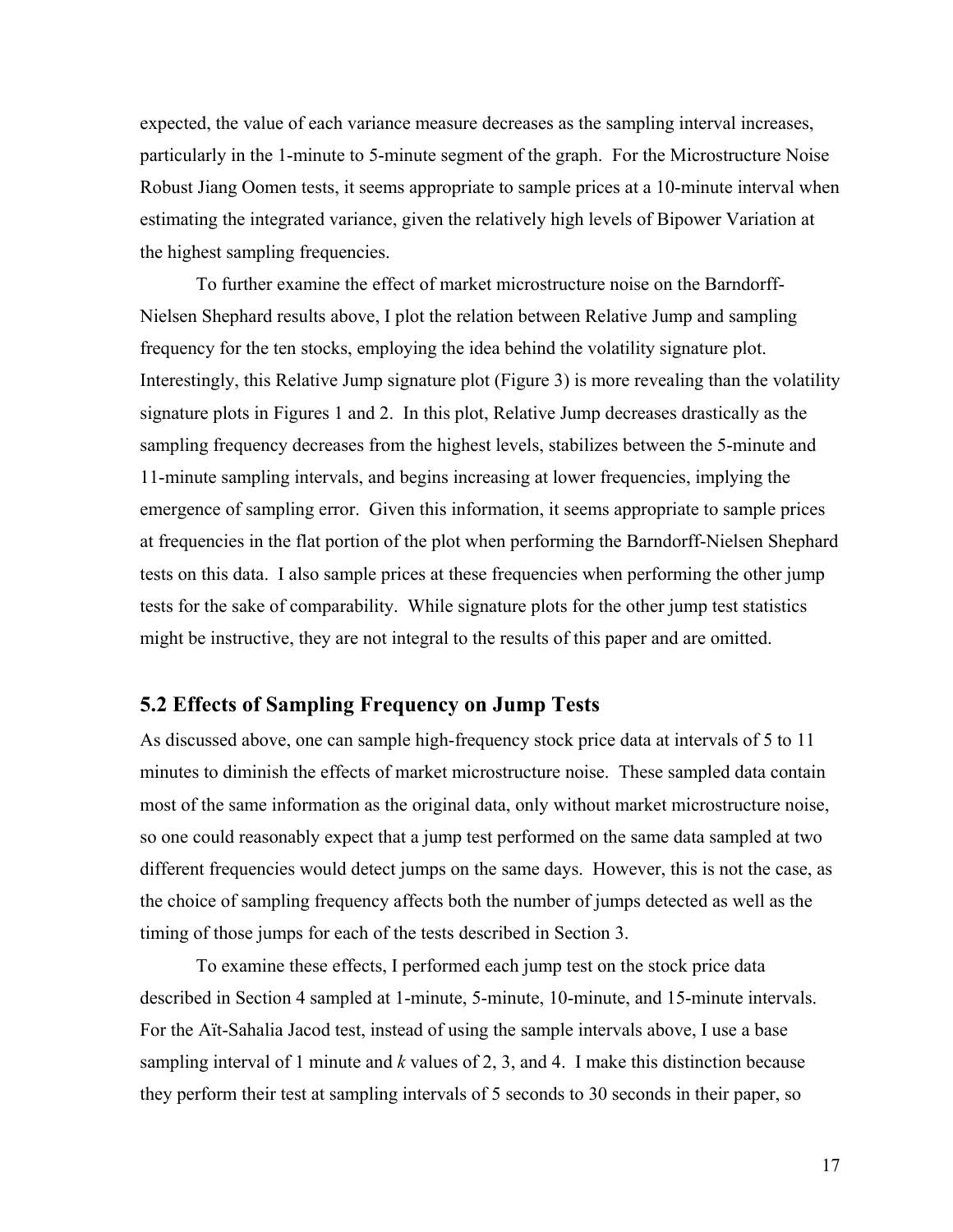expected, the value of each variance measure decreases as the sampling interval increases, particularly in the 1-minute to 5-minute segment of the graph. For the Microstructure Noise Robust Jiang Oomen tests, it seems appropriate to sample prices at a 10-minute interval when estimating the integrated variance, given the relatively high levels of Bipower Variation at the highest sampling frequencies.

To further examine the effect of market microstructure noise on the Barndorff-Nielsen Shephard results above, I plot the relation between Relative Jump and sampling frequency for the ten stocks, employing the idea behind the volatility signature plot. Interestingly, this Relative Jump signature plot (Figure 3) is more revealing than the volatility signature plots in Figures 1 and 2. In this plot, Relative Jump decreases drastically as the sampling frequency decreases from the highest levels, stabilizes between the 5-minute and 11-minute sampling intervals, and begins increasing at lower frequencies, implying the emergence of sampling error. Given this information, it seems appropriate to sample prices at frequencies in the flat portion of the plot when performing the Barndorff-Nielsen Shephard tests on this data. I also sample prices at these frequencies when performing the other jump tests for the sake of comparability. While signature plots for the other jump test statistics might be instructive, they are not integral to the results of this paper and are omitted.

## 5.2 Effects of Sampling Frequency on Jump Tests

As discussed above, one can sample high-frequency stock price data at intervals of 5 to 11 minutes to diminish the effects of market microstructure noise. These sampled data contain most of the same information as the original data, only without market microstructure noise, so one could reasonably expect that a jump test performed on the same data sampled at two different frequencies would detect jumps on the same days. However, this is not the case, as the choice of sampling frequency affects both the number of jumps detected as well as the timing of those jumps for each of the tests described in Section 3.

To examine these effects, I performed each jump test on the stock price data described in Section 4 sampled at 1-minute, 5-minute, 10-minute, and 15-minute intervals. For the Aït-Sahalia Jacod test, instead of using the sample intervals above, I use a base sampling interval of 1 minute and $k$ values of 2, 3, and 4. I make this distinction because they perform their test at sampling intervals of 5 seconds to 30 seconds in their paper, so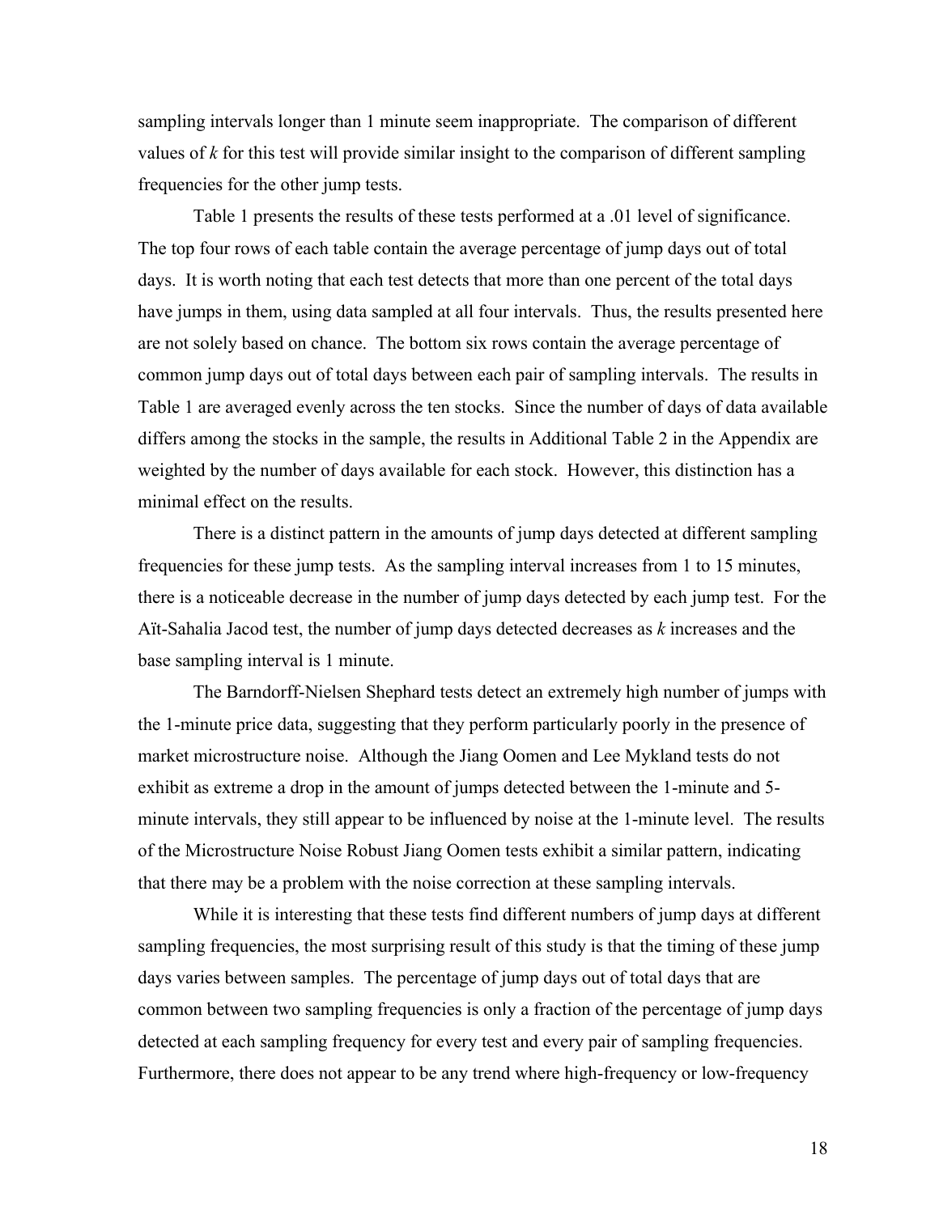sampling intervals longer than 1 minute seem inappropriate. The comparison of different values of $k$ for this test will provide similar insight to the comparison of different sampling frequencies for the other jump tests.

Table 1 presents the results of these tests performed at a .01 level of significance. The top four rows of each table contain the average percentage of jump days out of total days. It is worth noting that each test detects that more than one percent of the total days have jumps in them, using data sampled at all four intervals. Thus, the results presented here are not solely based on chance. The bottom six rows contain the average percentage of common jump days out of total days between each pair of sampling intervals. The results in Table 1 are averaged evenly across the ten stocks. Since the number of days of data available differs among the stocks in the sample, the results in Additional Table 2 in the Appendix are weighted by the number of days available for each stock. However, this distinction has a minimal effect on the results.

There is a distinct pattern in the amounts of jump days detected at different sampling frequencies for these jump tests. As the sampling interval increases from 1 to 15 minutes, there is a noticeable decrease in the number of jump days detected by each jump test. For the Aït-Sahalia Jacod test, the number of jump days detected decreases as $k$ increases and the base sampling interval is 1 minute.

The Barndorff-Nielsen Shephard tests detect an extremely high number of jumps with the 1-minute price data, suggesting that they perform particularly poorly in the presence of market microstructure noise. Although the Jiang Oomen and Lee Mykland tests do not exhibit as extreme a drop in the amount of jumps detected between the 1-minute and 5-minute intervals, they still appear to be influenced by noise at the 1-minute level. The results of the Microstructure Noise Robust Jiang Oomen tests exhibit a similar pattern, indicating that there may be a problem with the noise correction at these sampling intervals.

While it is interesting that these tests find different numbers of jump days at different sampling frequencies, the most surprising result of this study is that the timing of these jump days varies between samples. The percentage of jump days out of total days that are common between two sampling frequencies is only a fraction of the percentage of jump days detected at each sampling frequency for every test and every pair of sampling frequencies. Furthermore, there does not appear to be any trend where high-frequency or low-frequency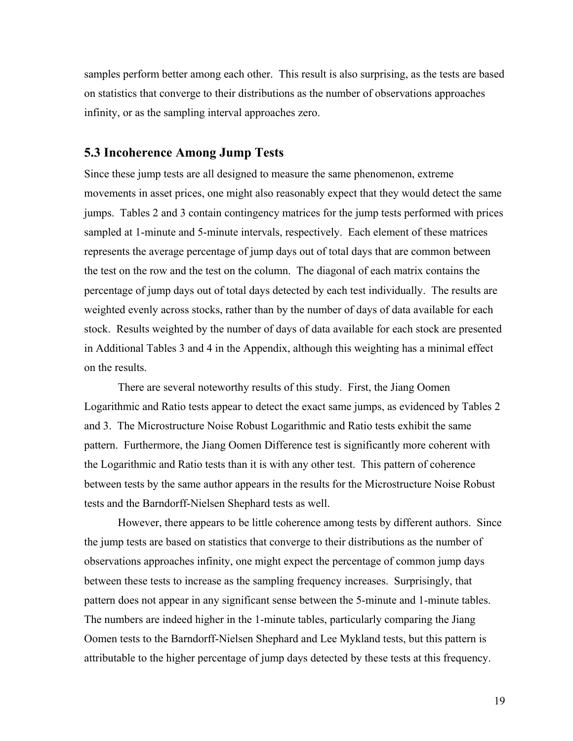samples perform better among each other. This result is also surprising, as the tests are based on statistics that converge to their distributions as the number of observations approaches infinity, or as the sampling interval approaches zero.

## 5.3 Incoherence Among Jump Tests

Since these jump tests are all designed to measure the same phenomenon, extreme movements in asset prices, one might also reasonably expect that they would detect the same jumps. Tables 2 and 3 contain contingency matrices for the jump tests performed with prices sampled at 1-minute and 5-minute intervals, respectively. Each element of these matrices represents the average percentage of jump days out of total days that are common between the test on the row and the test on the column. The diagonal of each matrix contains the percentage of jump days out of total days detected by each test individually. The results are weighted evenly across stocks, rather than by the number of days of data available for each stock. Results weighted by the number of days of data available for each stock are presented in Additional Tables 3 and 4 in the Appendix, although this weighting has a minimal effect on the results.

There are several noteworthy results of this study. First, the Jiang Oomen Logarithmic and Ratio tests appear to detect the exact same jumps, as evidenced by Tables 2 and 3. The Microstructure Noise Robust Logarithmic and Ratio tests exhibit the same pattern. Furthermore, the Jiang Oomen Difference test is significantly more coherent with the Logarithmic and Ratio tests than it is with any other test. This pattern of coherence between tests by the same author appears in the results for the Microstructure Noise Robust tests and the Barndorff-Nielsen Shephard tests as well.

However, there appears to be little coherence among tests by different authors. Since the jump tests are based on statistics that converge to their distributions as the number of observations approaches infinity, one might expect the percentage of common jump days between these tests to increase as the sampling frequency increases. Surprisingly, that pattern does not appear in any significant sense between the 5-minute and 1-minute tables. The numbers are indeed higher in the 1-minute tables, particularly comparing the Jiang Oomen tests to the Barndorff-Nielsen Shephard and Lee Mykland tests, but this pattern is attributable to the higher percentage of jump days detected by these tests at this frequency.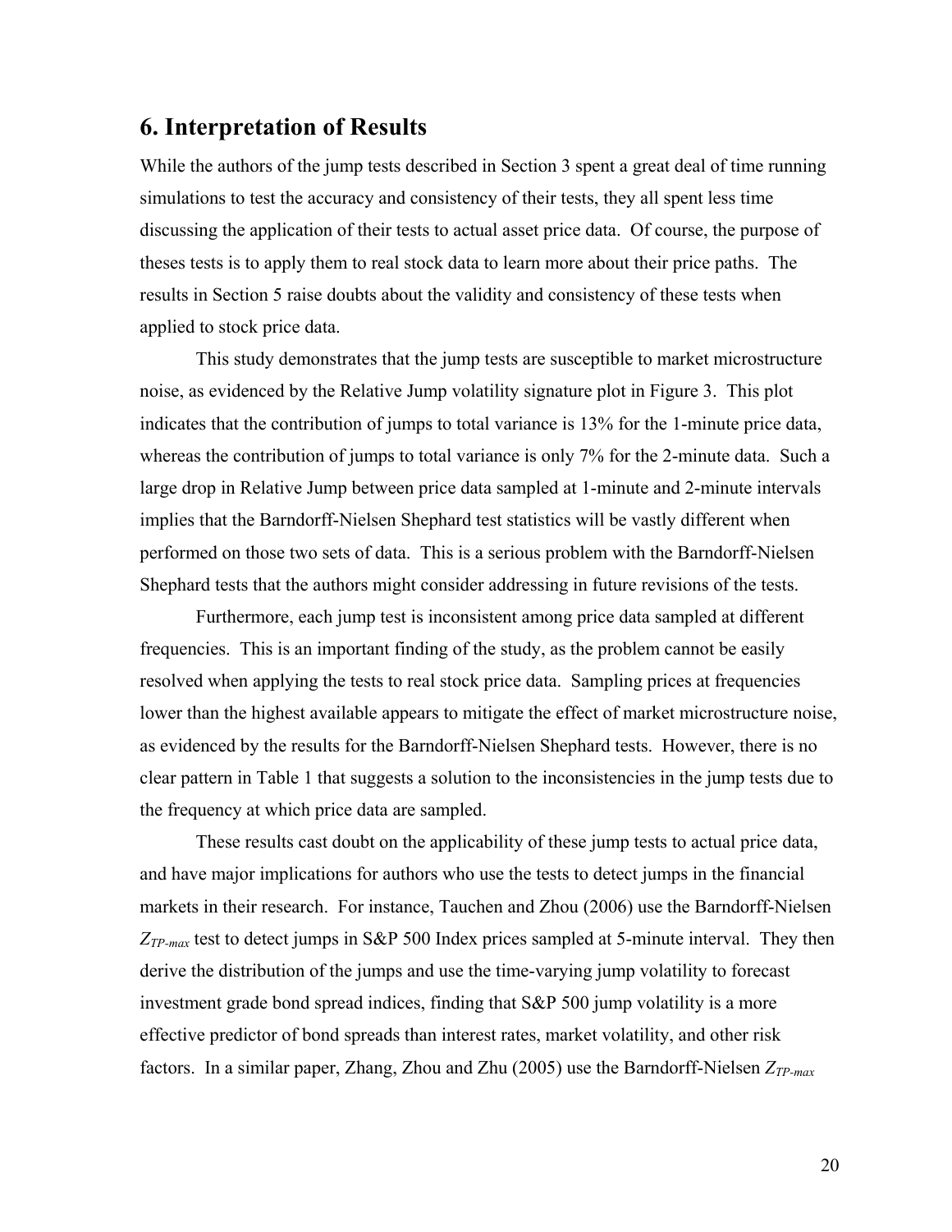## 6. Interpretation of Results

While the authors of the jump tests described in Section 3 spent a great deal of time running simulations to test the accuracy and consistency of their tests, they all spent less time discussing the application of their tests to actual asset price data. Of course, the purpose of theses tests is to apply them to real stock data to learn more about their price paths. The results in Section 5 raise doubts about the validity and consistency of these tests when applied to stock price data.

This study demonstrates that the jump tests are susceptible to market microstructure noise, as evidenced by the Relative Jump volatility signature plot in Figure 3. This plot indicates that the contribution of jumps to total variance is 13% for the 1-minute price data, whereas the contribution of jumps to total variance is only 7% for the 2-minute data. Such a large drop in Relative Jump between price data sampled at 1-minute and 2-minute intervals implies that the Barndorff-Nielsen Shephard test statistics will be vastly different when performed on those two sets of data. This is a serious problem with the Barndorff-Nielsen Shephard tests that the authors might consider addressing in future revisions of the tests.

Furthermore, each jump test is inconsistent among price data sampled at different frequencies. This is an important finding of the study, as the problem cannot be easily resolved when applying the tests to real stock price data. Sampling prices at frequencies lower than the highest available appears to mitigate the effect of market microstructure noise, as evidenced by the results for the Barndorff-Nielsen Shephard tests. However, there is no clear pattern in Table 1 that suggests a solution to the inconsistencies in the jump tests due to the frequency at which price data are sampled.

These results cast doubt on the applicability of these jump tests to actual price data, and have major implications for authors who use the tests to detect jumps in the financial markets in their research. For instance, Tauchen and Zhou (2006) use the Barndorff-Nielsen $Z_{TP\text{-}max}$ test to detect jumps in S&P 500 Index prices sampled at 5-minute interval. They then derive the distribution of the jumps and use the time-varying jump volatility to forecast investment grade bond spread indices, finding that S&P 500 jump volatility is a more effective predictor of bond spreads than interest rates, market volatility, and other risk factors. In a similar paper, Zhang, Zhou and Zhu (2005) use the Barndorff-Nielsen $Z_{TP\text{-}max}$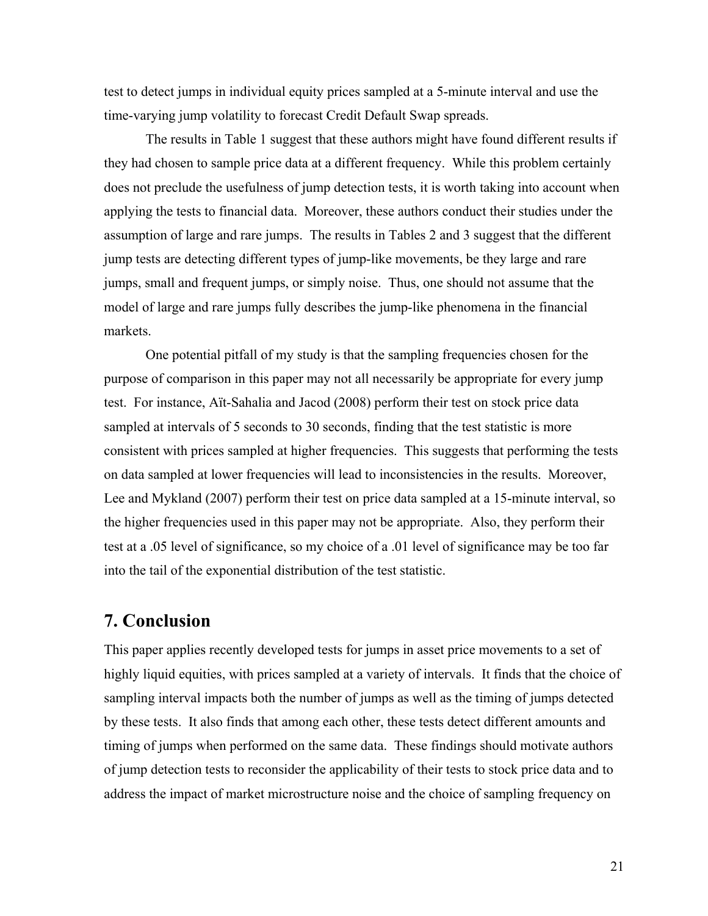test to detect jumps in individual equity prices sampled at a 5-minute interval and use the time-varying jump volatility to forecast Credit Default Swap spreads.

The results in Table 1 suggest that these authors might have found different results if they had chosen to sample price data at a different frequency. While this problem certainly does not preclude the usefulness of jump detection tests, it is worth taking into account when applying the tests to financial data. Moreover, these authors conduct their studies under the assumption of large and rare jumps. The results in Tables 2 and 3 suggest that the different jump tests are detecting different types of jump-like movements, be they large and rare jumps, small and frequent jumps, or simply noise. Thus, one should not assume that the model of large and rare jumps fully describes the jump-like phenomena in the financial markets.

One potential pitfall of my study is that the sampling frequencies chosen for the purpose of comparison in this paper may not all necessarily be appropriate for every jump test. For instance, Aït-Sahalia and Jacod (2008) perform their test on stock price data sampled at intervals of 5 seconds to 30 seconds, finding that the test statistic is more consistent with prices sampled at higher frequencies. This suggests that performing the tests on data sampled at lower frequencies will lead to inconsistencies in the results. Moreover, Lee and Mykland (2007) perform their test on price data sampled at a 15-minute interval, so the higher frequencies used in this paper may not be appropriate. Also, they perform their test at a .05 level of significance, so my choice of a .01 level of significance may be too far into the tail of the exponential distribution of the test statistic.

## 7. Conclusion

This paper applies recently developed tests for jumps in asset price movements to a set of highly liquid equities, with prices sampled at a variety of intervals. It finds that the choice of sampling interval impacts both the number of jumps as well as the timing of jumps detected by these tests. It also finds that among each other, these tests detect different amounts and timing of jumps when performed on the same data. These findings should motivate authors of jump detection tests to reconsider the applicability of their tests to stock price data and to address the impact of market microstructure noise and the choice of sampling frequency on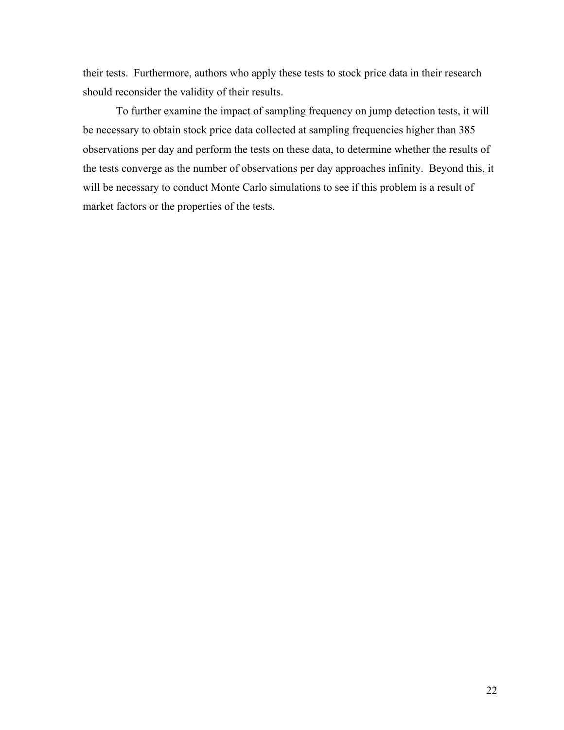their tests. Furthermore, authors who apply these tests to stock price data in their research should reconsider the validity of their results.

To further examine the impact of sampling frequency on jump detection tests, it will be necessary to obtain stock price data collected at sampling frequencies higher than 385 observations per day and perform the tests on these data, to determine whether the results of the tests converge as the number of observations per day approaches infinity. Beyond this, it will be necessary to conduct Monte Carlo simulations to see if this problem is a result of market factors or the properties of the tests.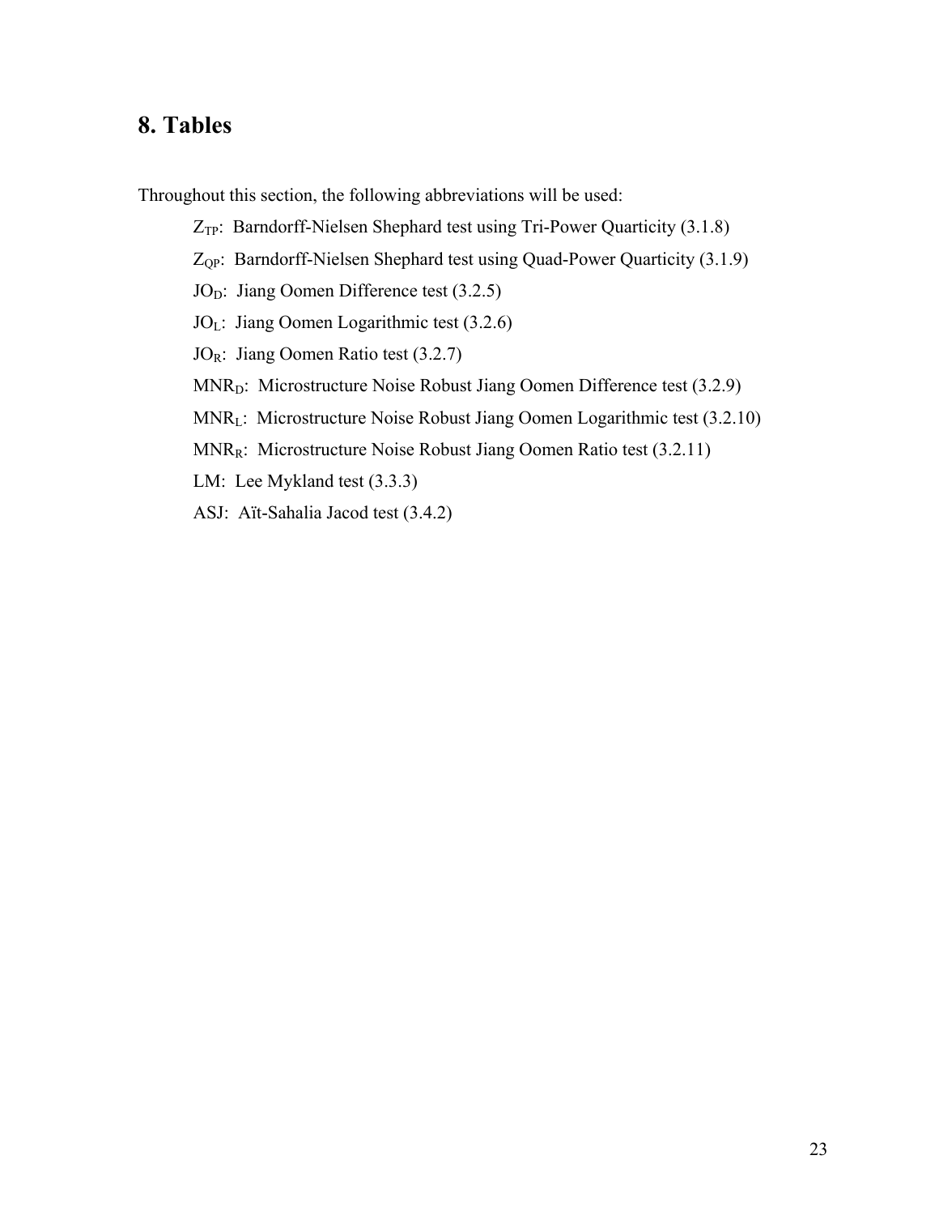## 8. Tables

Throughout this section, the following abbreviations will be used:

- $Z_{TP}$: Barndorff-Nielsen Shephard test using Tri-Power Quarticity (3.1.8)
- $Z_{QP}$: Barndorff-Nielsen Shephard test using Quad-Power Quarticity (3.1.9)
- $JO_D$: Jiang Oomen Difference test (3.2.5)
- $JO_L$: Jiang Oomen Logarithmic test (3.2.6)
- $JO_R$: Jiang Oomen Ratio test (3.2.7)
- $MNR_D$: Microstructure Noise Robust Jiang Oomen Difference test (3.2.9)
- $MNR_L$: Microstructure Noise Robust Jiang Oomen Logarithmic test (3.2.10)
- $MNR_R$: Microstructure Noise Robust Jiang Oomen Ratio test (3.2.11)
- LM: Lee Mykland test (3.3.3)
- ASJ: Aït-Sahalia Jacod test (3.4.2)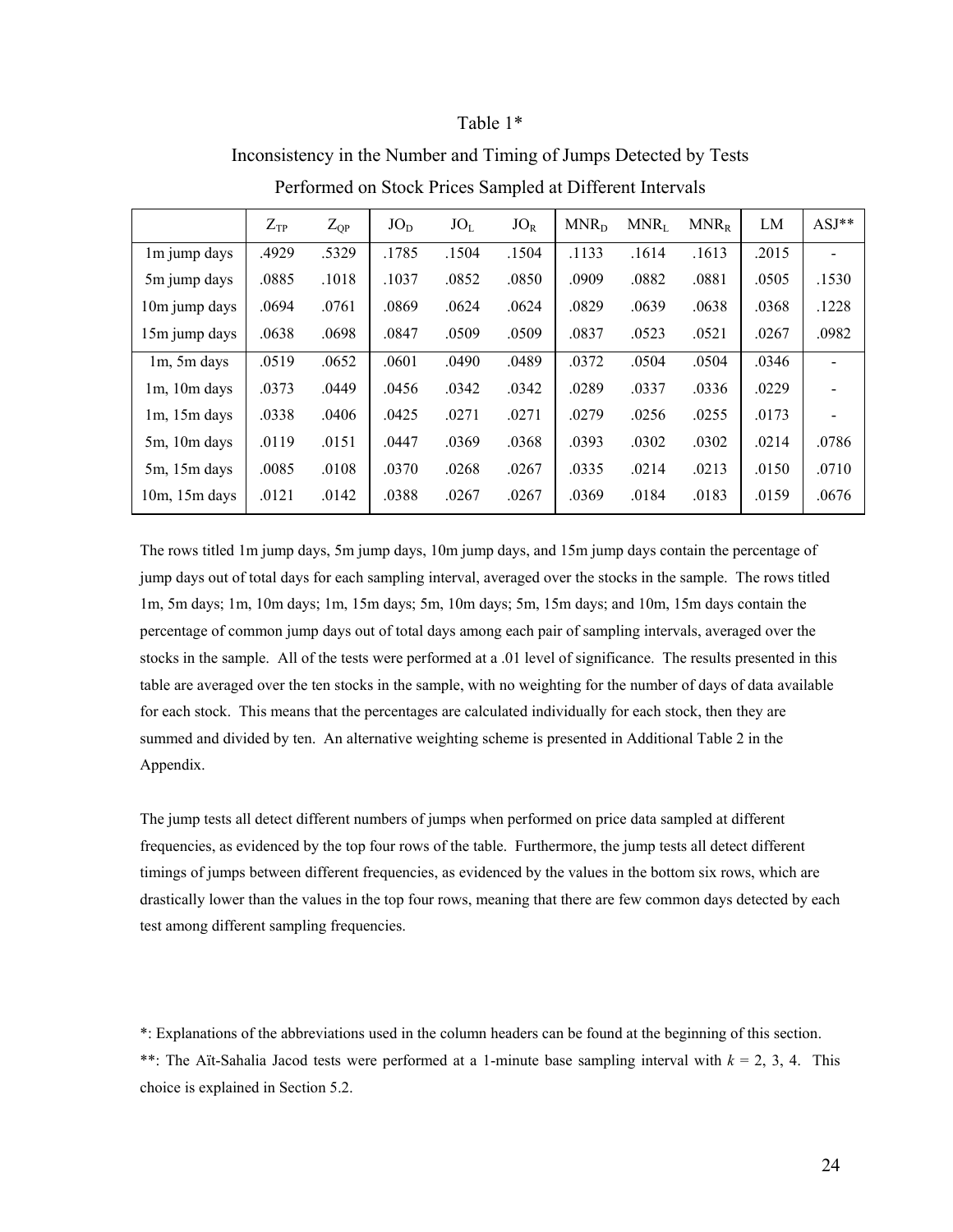Table 1*

Inconsistency in the Number and Timing of Jumps Detected by Tests Performed on Stock Prices Sampled at Different Intervals

| | $Z_{TP}$ | $Z_{QP}$ | $JO_D$ | $JO_L$ | $JO_R$ | $MNR_D$ | $MNR_L$ | $MNR_R$ | LM | ASJ** |
|---|---|---|---|---|---|---|---|---|---|---|
| 1m jump days | .4929 | .5329 | .1785 | .1504 | .1504 | .1133 | .1614 | .1613 | .2015 | - |
| 5m jump days | .0885 | .1018 | .1037 | .0852 | .0850 | .0909 | .0882 | .0881 | .0505 | .1530 |
| 10m jump days | .0694 | .0761 | .0869 | .0624 | .0624 | .0829 | .0639 | .0638 | .0368 | .1228 |
| 15m jump days | .0638 | .0698 | .0847 | .0509 | .0509 | .0837 | .0523 | .0521 | .0267 | .0982 |
| 1m, 5m days | .0519 | .0652 | .0601 | .0490 | .0489 | .0372 | .0504 | .0504 | .0346 | - |
| 1m, 10m days | .0373 | .0449 | .0456 | .0342 | .0342 | .0289 | .0337 | .0336 | .0229 | - |
| 1m, 15m days | .0338 | .0406 | .0425 | .0271 | .0271 | .0279 | .0256 | .0255 | .0173 | - |
| 5m, 10m days | .0119 | .0151 | .0447 | .0369 | .0368 | .0393 | .0302 | .0302 | .0214 | .0786 |
| 5m, 15m days | .0085 | .0108 | .0370 | .0268 | .0267 | .0335 | .0214 | .0213 | .0150 | .0710 |
| 10m, 15m days | .0121 | .0142 | .0388 | .0267 | .0267 | .0369 | .0184 | .0183 | .0159 | .0676 |

The rows titled 1m jump days, 5m jump days, 10m jump days, and 15m jump days contain the percentage of jump days out of total days for each sampling interval, averaged over the stocks in the sample. The rows titled 1m, 5m days; 1m, 10m days; 1m, 15m days; 5m, 10m days; 5m, 15m days; and 10m, 15m days contain the percentage of common jump days out of total days among each pair of sampling intervals, averaged over the stocks in the sample. All of the tests were performed at a .01 level of significance. The results presented in this table are averaged over the ten stocks in the sample, with no weighting for the number of days of data available for each stock. This means that the percentages are calculated individually for each stock, then they are summed and divided by ten. An alternative weighting scheme is presented in Additional Table 2 in the Appendix.

The jump tests all detect different numbers of jumps when performed on price data sampled at different frequencies, as evidenced by the top four rows of the table. Furthermore, the jump tests all detect different timings of jumps between different frequencies, as evidenced by the values in the bottom six rows, which are drastically lower than the values in the top four rows, meaning that there are few common days detected by each test among different sampling frequencies.

*: Explanations of the abbreviations used in the column headers can be found at the beginning of this section.

**: The Aït-Sahalia Jacod tests were performed at a 1-minute base sampling interval with $k$ = 2, 3, 4. This choice is explained in Section 5.2.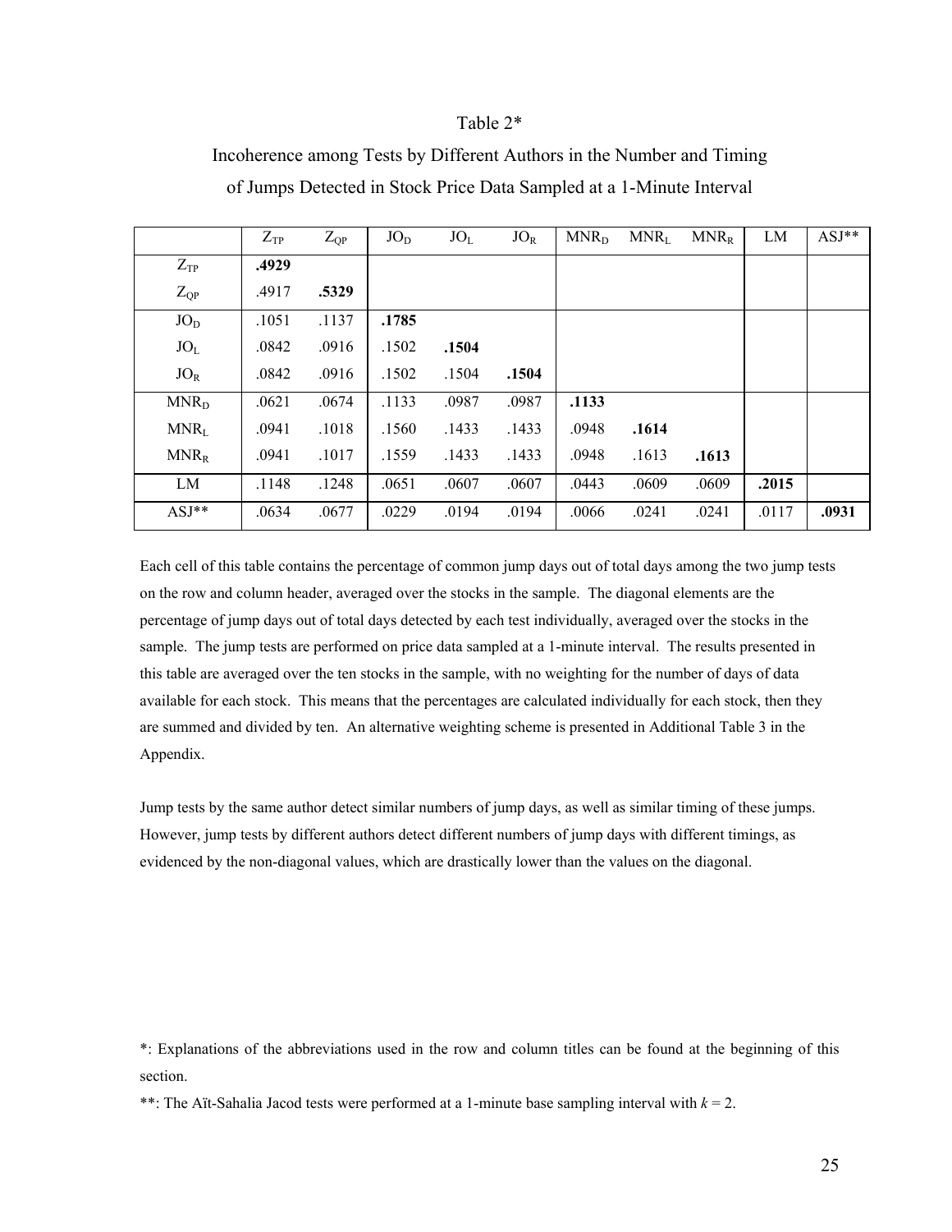Table 2*

Incoherence among Tests by Different Authors in the Number and Timing of Jumps Detected in Stock Price Data Sampled at a 1-Minute Interval

| | $Z_{TP}$ | $Z_{QP}$ | $JO_D$ | $JO_L$ | $JO_R$ | $MNR_D$ | $MNR_L$ | $MNR_R$ | LM | ASJ** |
|---|---|---|---|---|---|---|---|---|---|---|
| $Z_{TP}$ | **.4929** | | | | | | | | | |
| $Z_{QP}$ | .4917 | **.5329** | | | | | | | | |
| $JO_D$ | .1051 | .1137 | **.1785** | | | | | | | |
| $JO_L$ | .0842 | .0916 | .1502 | **.1504** | | | | | | |
| $JO_R$ | .0842 | .0916 | .1502 | .1504 | **.1504** | | | | | |
| $MNR_D$ | .0621 | .0674 | .1133 | .0987 | .0987 | **.1133** | | | | |
| $MNR_L$ | .0941 | .1018 | .1560 | .1433 | .1433 | .0948 | **.1614** | | | |
| $MNR_R$ | .0941 | .1017 | .1559 | .1433 | .1433 | .0948 | .1613 | **.1613** | | |
| LM | .1148 | .1248 | .0651 | .0607 | .0607 | .0443 | .0609 | .0609 | **.2015** | |
| ASJ** | .0634 | .0677 | .0229 | .0194 | .0194 | .0066 | .0241 | .0241 | .0117 | **.0931** |

Each cell of this table contains the percentage of common jump days out of total days among the two jump tests on the row and column header, averaged over the stocks in the sample. The diagonal elements are the percentage of jump days out of total days detected by each test individually, averaged over the stocks in the sample. The jump tests are performed on price data sampled at a 1-minute interval. The results presented in this table are averaged over the ten stocks in the sample, with no weighting for the number of days of data available for each stock. This means that the percentages are calculated individually for each stock, then they are summed and divided by ten. An alternative weighting scheme is presented in Additional Table 3 in the Appendix.

Jump tests by the same author detect similar numbers of jump days, as well as similar timing of these jumps. However, jump tests by different authors detect different numbers of jump days with different timings, as evidenced by the non-diagonal values, which are drastically lower than the values on the diagonal.

*: Explanations of the abbreviations used in the row and column titles can be found at the beginning of this section.

**: The Aït-Sahalia Jacod tests were performed at a 1-minute base sampling interval with $k = 2$.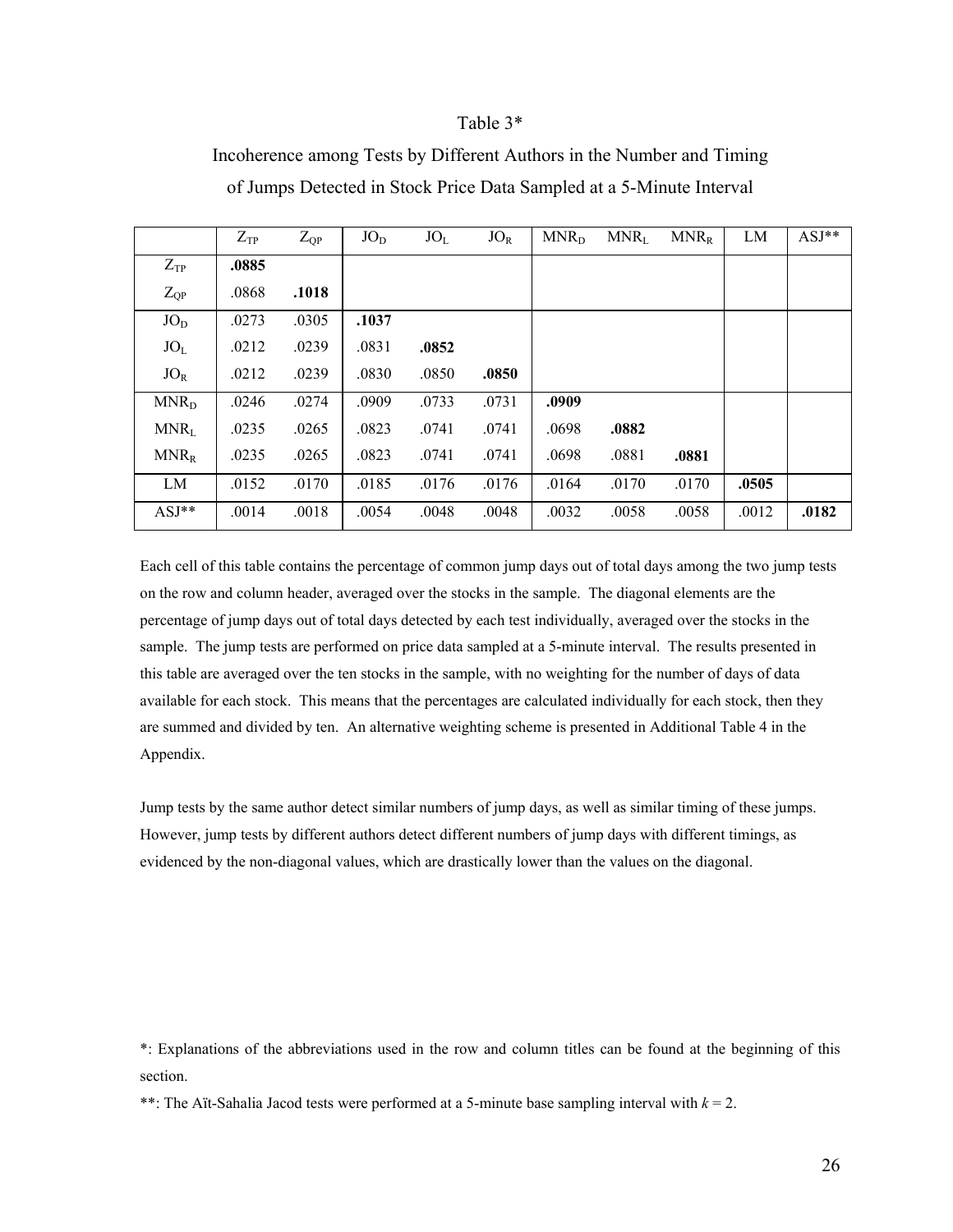Table 3*

Incoherence among Tests by Different Authors in the Number and Timing of Jumps Detected in Stock Price Data Sampled at a 5-Minute Interval

| | $Z_{TP}$ | $Z_{QP}$ | $JO_D$ | $JO_L$ | $JO_R$ | $MNR_D$ | $MNR_L$ | $MNR_R$ | LM | ASJ** |
|---|---|---|---|---|---|---|---|---|---|---|
| $Z_{TP}$ | **.0885** | | | | | | | | | |
| $Z_{QP}$ | .0868 | **.1018** | | | | | | | | |
| $JO_D$ | .0273 | .0305 | **.1037** | | | | | | | |
| $JO_L$ | .0212 | .0239 | .0831 | **.0852** | | | | | | |
| $JO_R$ | .0212 | .0239 | .0830 | .0850 | **.0850** | | | | | |
| $MNR_D$ | .0246 | .0274 | .0909 | .0733 | .0731 | **.0909** | | | | |
| $MNR_L$ | .0235 | .0265 | .0823 | .0741 | .0741 | .0698 | **.0882** | | | |
| $MNR_R$ | .0235 | .0265 | .0823 | .0741 | .0741 | .0698 | .0881 | **.0881** | | |
| LM | .0152 | .0170 | .0185 | .0176 | .0176 | .0164 | .0170 | .0170 | **.0505** | |
| ASJ** | .0014 | .0018 | .0054 | .0048 | .0048 | .0032 | .0058 | .0058 | .0012 | **.0182** |

Each cell of this table contains the percentage of common jump days out of total days among the two jump tests on the row and column header, averaged over the stocks in the sample. The diagonal elements are the percentage of jump days out of total days detected by each test individually, averaged over the stocks in the sample. The jump tests are performed on price data sampled at a 5-minute interval. The results presented in this table are averaged over the ten stocks in the sample, with no weighting for the number of days of data available for each stock. This means that the percentages are calculated individually for each stock, then they are summed and divided by ten. An alternative weighting scheme is presented in Additional Table 4 in the Appendix.

Jump tests by the same author detect similar numbers of jump days, as well as similar timing of these jumps. However, jump tests by different authors detect different numbers of jump days with different timings, as evidenced by the non-diagonal values, which are drastically lower than the values on the diagonal.

*: Explanations of the abbreviations used in the row and column titles can be found at the beginning of this section.

**: The Aït-Sahalia Jacod tests were performed at a 5-minute base sampling interval with $k = 2$.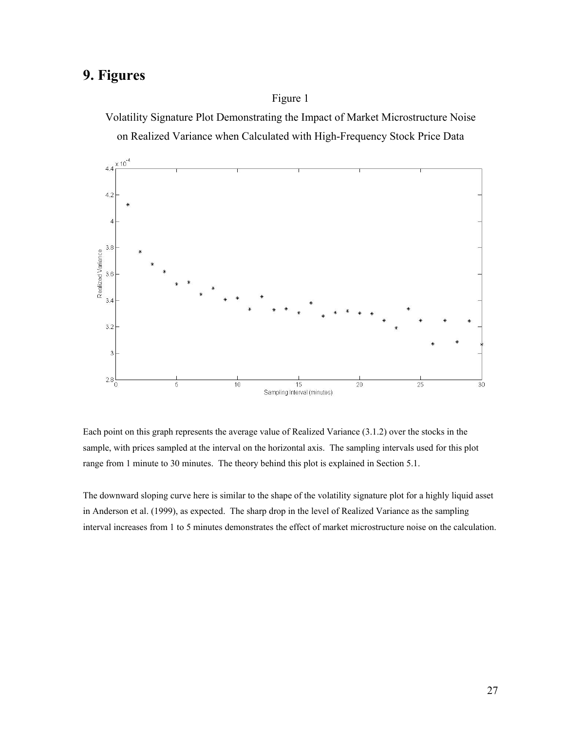# 9. Figures

Figure 1

Volatility Signature Plot Demonstrating the Impact of Market Microstructure Noise on Realized Variance when Calculated with High-Frequency Stock Price Data

x 10^-4

4.4
4.2
4
3.8
3.6
3.4
3.2
3
2.8

Realized Variance

0
5
10
15
20
25
30

Sampling Interval (minutes)

Each point on this graph represents the average value of Realized Variance (3.1.2) over the stocks in the sample, with prices sampled at the interval on the horizontal axis. The sampling intervals used for this plot range from 1 minute to 30 minutes. The theory behind this plot is explained in Section 5.1.

The downward sloping curve here is similar to the shape of the volatility signature plot for a highly liquid asset in Anderson et al. (1999), as expected. The sharp drop in the level of Realized Variance as the sampling interval increases from 1 to 5 minutes demonstrates the effect of market microstructure noise on the calculation.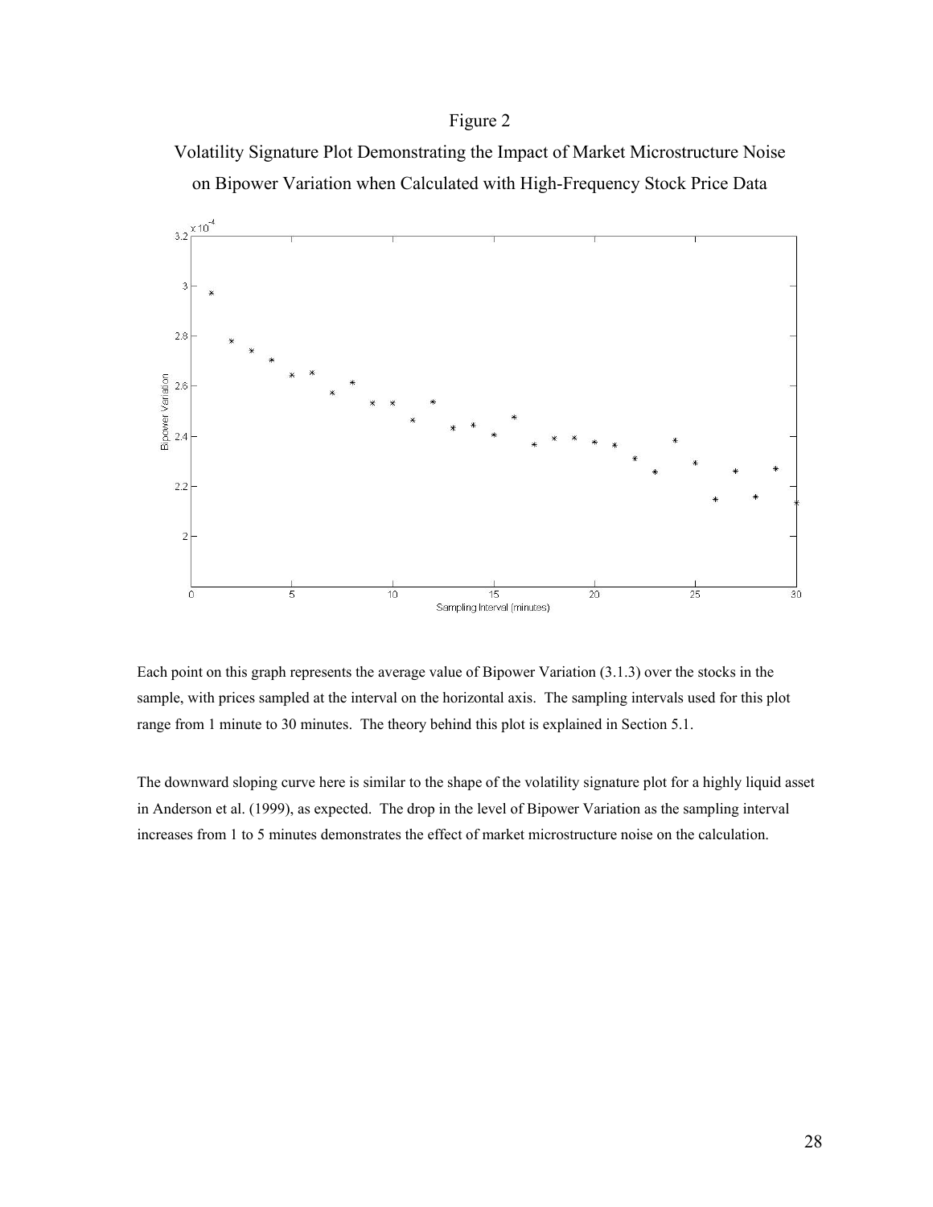Figure 2

Volatility Signature Plot Demonstrating the Impact of Market Microstructure Noise on Bipower Variation when Calculated with High-Frequency Stock Price Data

$\times 10^{-4}$

3.2

3

2.8

2.6

2.4

2.2

2

Bipower Variation

0 5 10 15 20 25 30

Sampling Interval (minutes)

Each point on this graph represents the average value of Bipower Variation (3.1.3) over the stocks in the sample, with prices sampled at the interval on the horizontal axis. The sampling intervals used for this plot range from 1 minute to 30 minutes. The theory behind this plot is explained in Section 5.1.

The downward sloping curve here is similar to the shape of the volatility signature plot for a highly liquid asset in Anderson et al. (1999), as expected. The drop in the level of Bipower Variation as the sampling interval increases from 1 to 5 minutes demonstrates the effect of market microstructure noise on the calculation.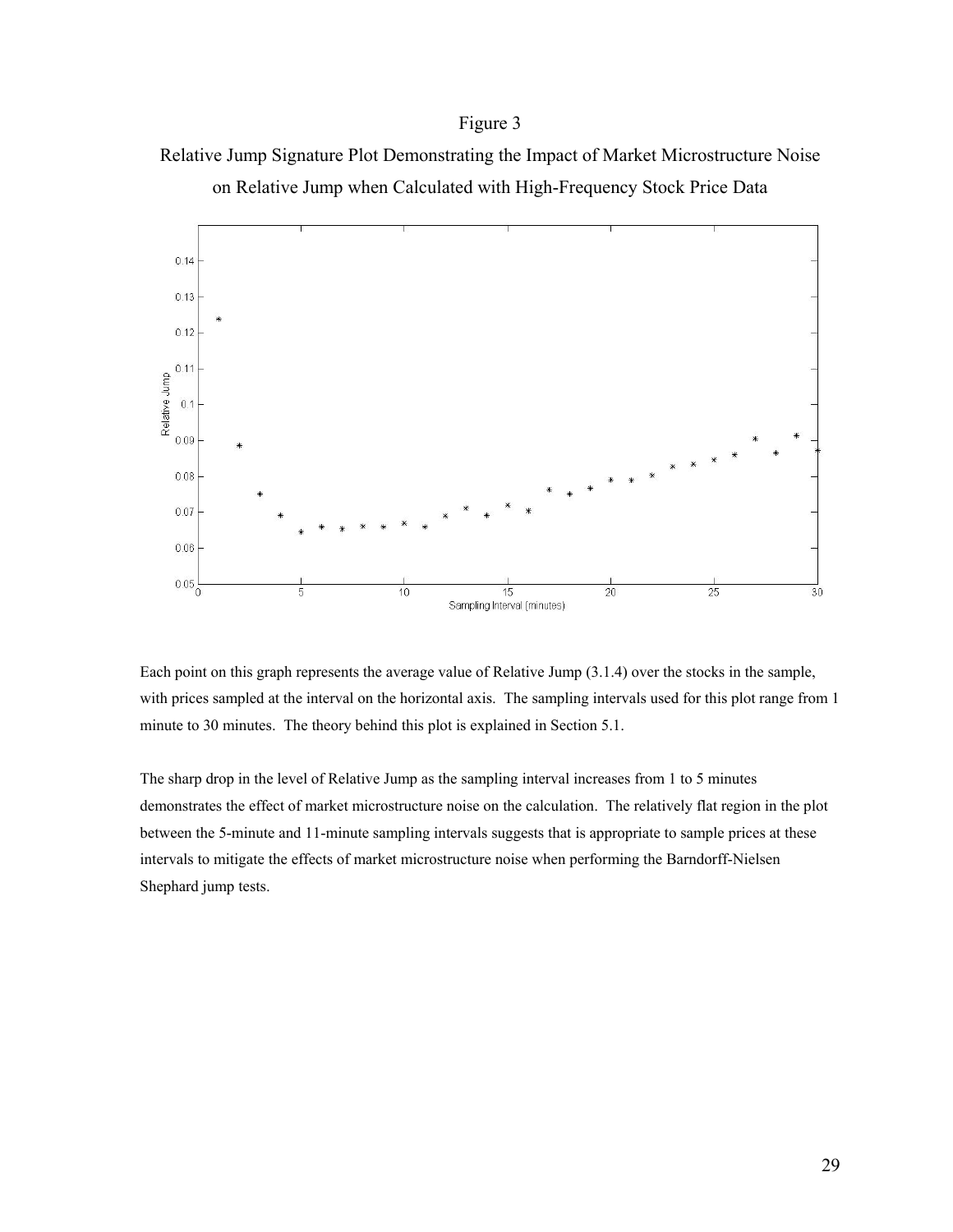Figure 3

Relative Jump Signature Plot Demonstrating the Impact of Market Microstructure Noise on Relative Jump when Calculated with High-Frequency Stock Price Data

0.14
0.13
0.12
0.11
0.1
0.09
0.08
0.07
0.06
0.05

Relative Jump

0
5
10
15
20
25
30

Sampling Interval (minutes)

Each point on this graph represents the average value of Relative Jump (3.1.4) over the stocks in the sample, with prices sampled at the interval on the horizontal axis. The sampling intervals used for this plot range from 1 minute to 30 minutes. The theory behind this plot is explained in Section 5.1.

The sharp drop in the level of Relative Jump as the sampling interval increases from 1 to 5 minutes demonstrates the effect of market microstructure noise on the calculation. The relatively flat region in the plot between the 5-minute and 11-minute sampling intervals suggests that is appropriate to sample prices at these intervals to mitigate the effects of market microstructure noise when performing the Barndorff-Nielsen Shephard jump tests.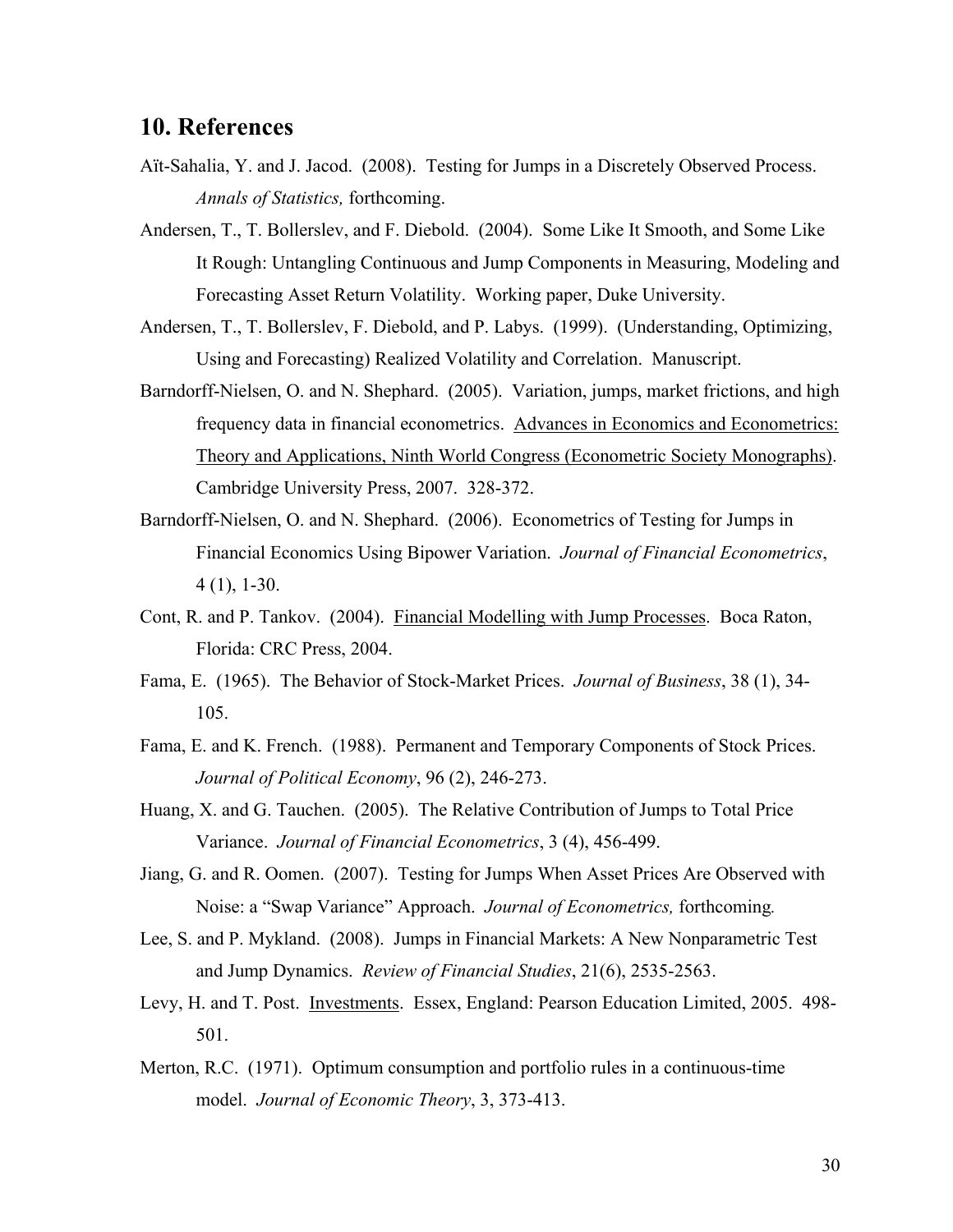## 10. References

Aït-Sahalia, Y. and J. Jacod. (2008). Testing for Jumps in a Discretely Observed Process. *Annals of Statistics,* forthcoming.

Andersen, T., T. Bollerslev, and F. Diebold. (2004). Some Like It Smooth, and Some Like It Rough: Untangling Continuous and Jump Components in Measuring, Modeling and Forecasting Asset Return Volatility. Working paper, Duke University.

Andersen, T., T. Bollerslev, F. Diebold, and P. Labys. (1999). (Understanding, Optimizing, Using and Forecasting) Realized Volatility and Correlation. Manuscript.

Barndorff-Nielsen, O. and N. Shephard. (2005). Variation, jumps, market frictions, and high frequency data in financial econometrics. Advances in Economics and Econometrics: Theory and Applications, Ninth World Congress (Econometric Society Monographs). Cambridge University Press, 2007. 328-372.

Barndorff-Nielsen, O. and N. Shephard. (2006). Econometrics of Testing for Jumps in Financial Economics Using Bipower Variation. *Journal of Financial Econometrics*, 4 (1), 1-30.

Cont, R. and P. Tankov. (2004). Financial Modelling with Jump Processes. Boca Raton, Florida: CRC Press, 2004.

Fama, E. (1965). The Behavior of Stock-Market Prices. *Journal of Business*, 38 (1), 34-105.

Fama, E. and K. French. (1988). Permanent and Temporary Components of Stock Prices. *Journal of Political Economy*, 96 (2), 246-273.

Huang, X. and G. Tauchen. (2005). The Relative Contribution of Jumps to Total Price Variance. *Journal of Financial Econometrics*, 3 (4), 456-499.

Jiang, G. and R. Oomen. (2007). Testing for Jumps When Asset Prices Are Observed with Noise: a "Swap Variance" Approach. *Journal of Econometrics,* forthcoming*.*

Lee, S. and P. Mykland. (2008). Jumps in Financial Markets: A New Nonparametric Test and Jump Dynamics. *Review of Financial Studies*, 21(6), 2535-2563.

Levy, H. and T. Post. Investments. Essex, England: Pearson Education Limited, 2005. 498-501.

Merton, R.C. (1971). Optimum consumption and portfolio rules in a continuous-time model. *Journal of Economic Theory*, 3, 373-413.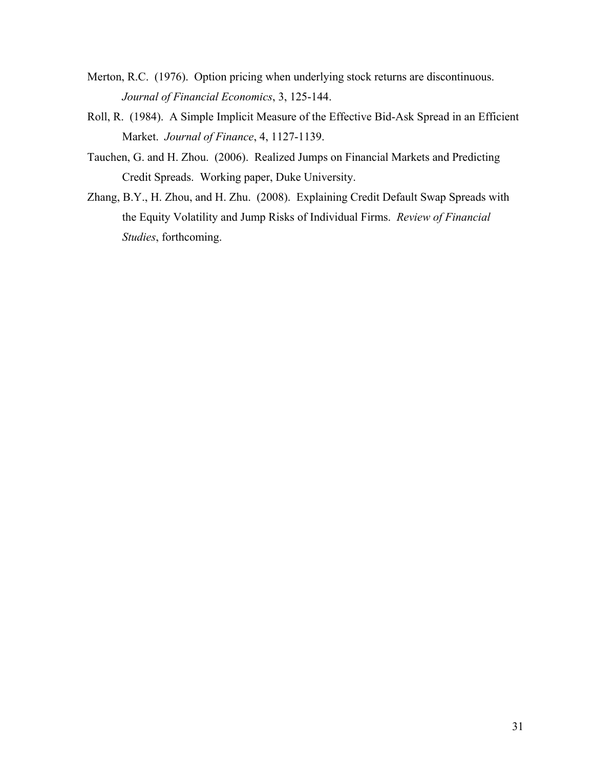Merton, R.C. (1976). Option pricing when underlying stock returns are discontinuous. *Journal of Financial Economics*, 3, 125-144.

Roll, R. (1984). A Simple Implicit Measure of the Effective Bid-Ask Spread in an Efficient Market. *Journal of Finance*, 4, 1127-1139.

Tauchen, G. and H. Zhou. (2006). Realized Jumps on Financial Markets and Predicting Credit Spreads. Working paper, Duke University.

Zhang, B.Y., H. Zhou, and H. Zhu. (2008). Explaining Credit Default Swap Spreads with the Equity Volatility and Jump Risks of Individual Firms. *Review of Financial Studies*, forthcoming.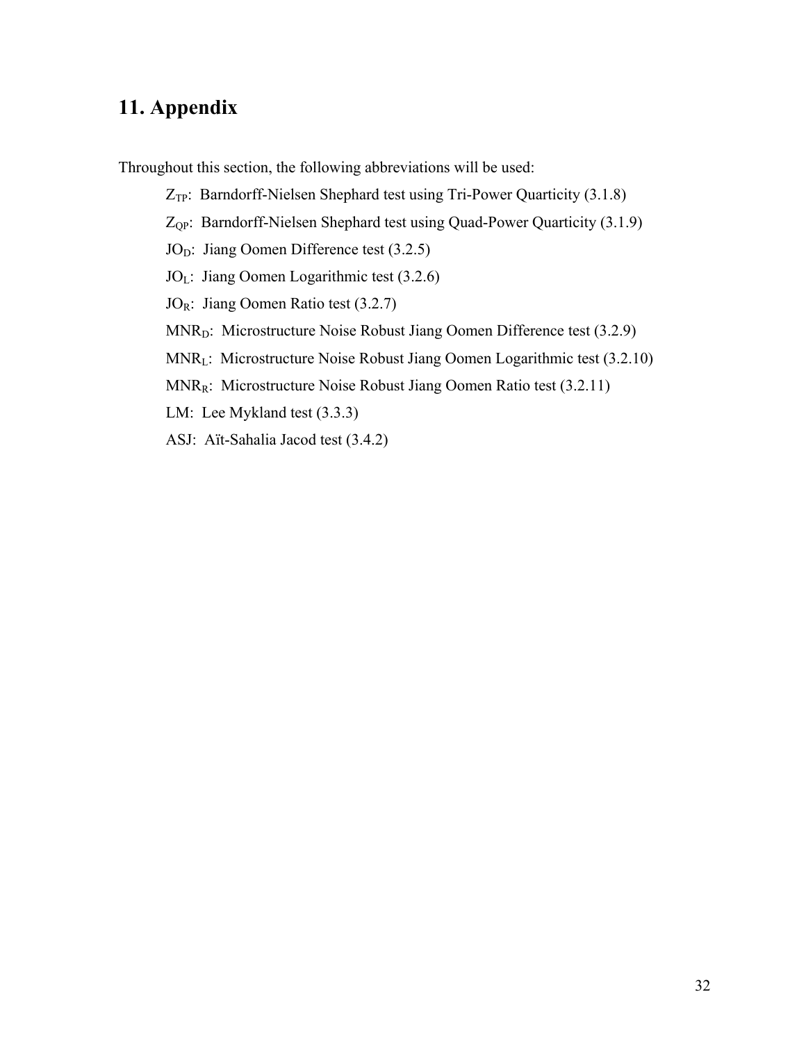# 11. Appendix

Throughout this section, the following abbreviations will be used:

$Z_{TP}$: Barndorff-Nielsen Shephard test using Tri-Power Quarticity (3.1.8)

$Z_{QP}$: Barndorff-Nielsen Shephard test using Quad-Power Quarticity (3.1.9)

$JO_D$: Jiang Oomen Difference test (3.2.5)

$JO_L$: Jiang Oomen Logarithmic test (3.2.6)

$JO_R$: Jiang Oomen Ratio test (3.2.7)

$MNR_D$: Microstructure Noise Robust Jiang Oomen Difference test (3.2.9)

$MNR_L$: Microstructure Noise Robust Jiang Oomen Logarithmic test (3.2.10)

$MNR_R$: Microstructure Noise Robust Jiang Oomen Ratio test (3.2.11)

LM: Lee Mykland test (3.3.3)

ASJ: Aït-Sahalia Jacod test (3.4.2)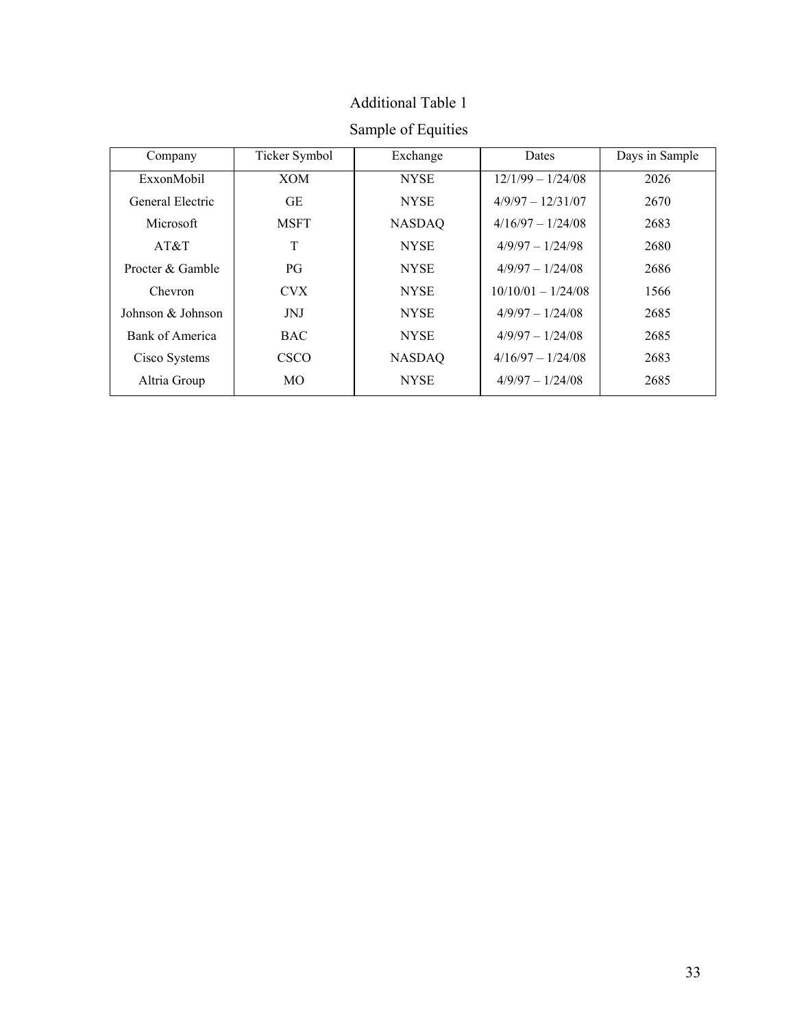Additional Table 1

Sample of Equities

| Company | Ticker Symbol | Exchange | Dates | Days in Sample |
| --- | --- | --- | --- | --- |
| ExxonMobil | XOM | NYSE | 12/1/99 – 1/24/08 | 2026 |
| General Electric | GE | NYSE | 4/9/97 – 12/31/07 | 2670 |
| Microsoft | MSFT | NASDAQ | 4/16/97 – 1/24/08 | 2683 |
| AT&T | T | NYSE | 4/9/97 – 1/24/98 | 2680 |
| Procter & Gamble | PG | NYSE | 4/9/97 – 1/24/08 | 2686 |
| Chevron | CVX | NYSE | 10/10/01 – 1/24/08 | 1566 |
| Johnson & Johnson | JNJ | NYSE | 4/9/97 – 1/24/08 | 2685 |
| Bank of America | BAC | NYSE | 4/9/97 – 1/24/08 | 2685 |
| Cisco Systems | CSCO | NASDAQ | 4/16/97 – 1/24/08 | 2683 |
| Altria Group | MO | NYSE | 4/9/97 – 1/24/08 | 2685 |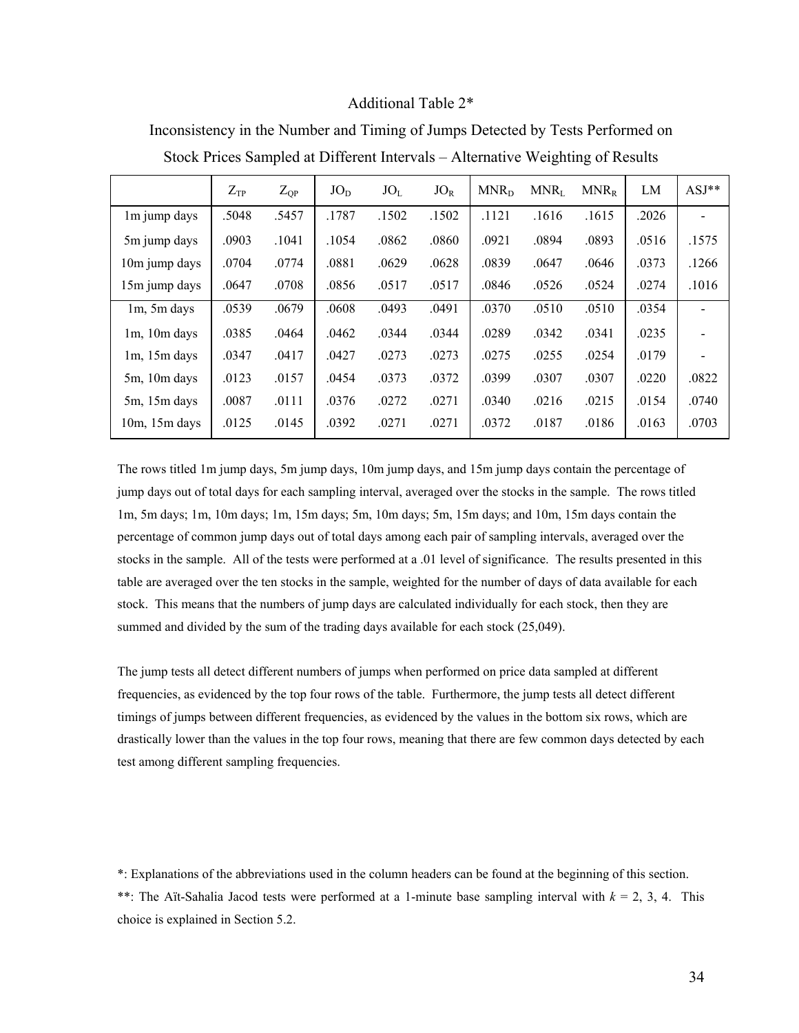Additional Table 2*

Inconsistency in the Number and Timing of Jumps Detected by Tests Performed on Stock Prices Sampled at Different Intervals – Alternative Weighting of Results

| | $Z_{TP}$ | $Z_{QP}$ | $JO_D$ | $JO_L$ | $JO_R$ | $MNR_D$ | $MNR_L$ | $MNR_R$ | LM | ASJ** |
|---|---|---|---|---|---|---|---|---|---|---|
| 1m jump days | .5048 | .5457 | .1787 | .1502 | .1502 | .1121 | .1616 | .1615 | .2026 | - |
| 5m jump days | .0903 | .1041 | .1054 | .0862 | .0860 | .0921 | .0894 | .0893 | .0516 | .1575 |
| 10m jump days | .0704 | .0774 | .0881 | .0629 | .0628 | .0839 | .0647 | .0646 | .0373 | .1266 |
| 15m jump days | .0647 | .0708 | .0856 | .0517 | .0517 | .0846 | .0526 | .0524 | .0274 | .1016 |
| 1m, 5m days | .0539 | .0679 | .0608 | .0493 | .0491 | .0370 | .0510 | .0510 | .0354 | - |
| 1m, 10m days | .0385 | .0464 | .0462 | .0344 | .0344 | .0289 | .0342 | .0341 | .0235 | - |
| 1m, 15m days | .0347 | .0417 | .0427 | .0273 | .0273 | .0275 | .0255 | .0254 | .0179 | - |
| 5m, 10m days | .0123 | .0157 | .0454 | .0373 | .0372 | .0399 | .0307 | .0307 | .0220 | .0822 |
| 5m, 15m days | .0087 | .0111 | .0376 | .0272 | .0271 | .0340 | .0216 | .0215 | .0154 | .0740 |
| 10m, 15m days | .0125 | .0145 | .0392 | .0271 | .0271 | .0372 | .0187 | .0186 | .0163 | .0703 |

The rows titled 1m jump days, 5m jump days, 10m jump days, and 15m jump days contain the percentage of jump days out of total days for each sampling interval, averaged over the stocks in the sample. The rows titled 1m, 5m days; 1m, 10m days; 1m, 15m days; 5m, 10m days; 5m, 15m days; and 10m, 15m days contain the percentage of common jump days out of total days among each pair of sampling intervals, averaged over the stocks in the sample. All of the tests were performed at a .01 level of significance. The results presented in this table are averaged over the ten stocks in the sample, weighted for the number of days of data available for each stock. This means that the numbers of jump days are calculated individually for each stock, then they are summed and divided by the sum of the trading days available for each stock (25,049).

The jump tests all detect different numbers of jumps when performed on price data sampled at different frequencies, as evidenced by the top four rows of the table. Furthermore, the jump tests all detect different timings of jumps between different frequencies, as evidenced by the values in the bottom six rows, which are drastically lower than the values in the top four rows, meaning that there are few common days detected by each test among different sampling frequencies.

*: Explanations of the abbreviations used in the column headers can be found at the beginning of this section.

**: The Aït-Sahalia Jacod tests were performed at a 1-minute base sampling interval with $k$ = 2, 3, 4. This choice is explained in Section 5.2.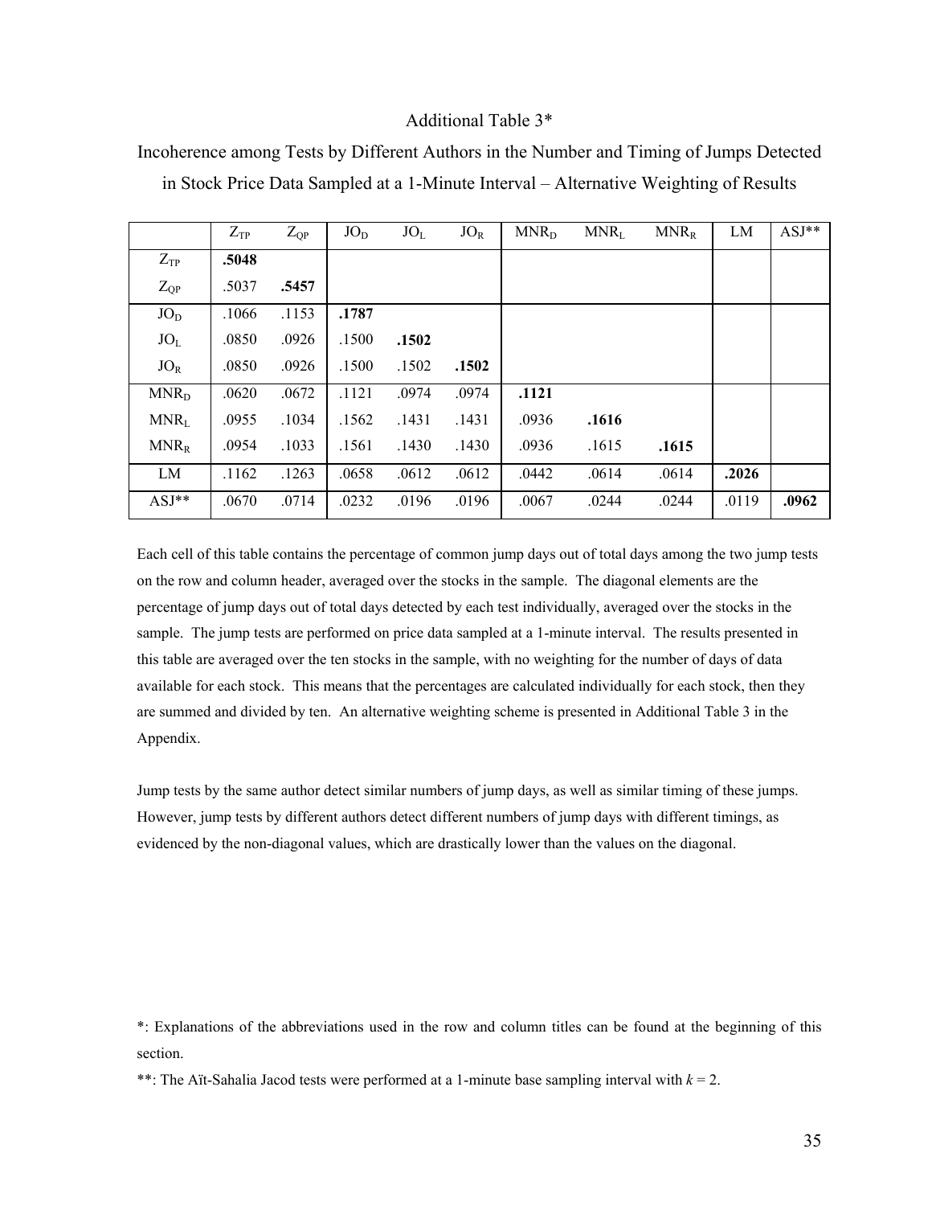Additional Table 3*

Incoherence among Tests by Different Authors in the Number and Timing of Jumps Detected in Stock Price Data Sampled at a 1-Minute Interval – Alternative Weighting of Results

| | $Z_{TP}$ | $Z_{QP}$ | $JO_D$ | $JO_L$ | $JO_R$ | $MNR_D$ | $MNR_L$ | $MNR_R$ | LM | ASJ** |
|---|---|---|---|---|---|---|---|---|---|---|
| $Z_{TP}$ | **.5048** | | | | | | | | | |
| $Z_{QP}$ | .5037 | **.5457** | | | | | | | | |
| $JO_D$ | .1066 | .1153 | **.1787** | | | | | | | |
| $JO_L$ | .0850 | .0926 | .1500 | **.1502** | | | | | | |
| $JO_R$ | .0850 | .0926 | .1500 | .1502 | **.1502** | | | | | |
| $MNR_D$ | .0620 | .0672 | .1121 | .0974 | .0974 | **.1121** | | | | |
| $MNR_L$ | .0955 | .1034 | .1562 | .1431 | .1431 | .0936 | **.1616** | | | |
| $MNR_R$ | .0954 | .1033 | .1561 | .1430 | .1430 | .0936 | .1615 | **.1615** | | |
| LM | .1162 | .1263 | .0658 | .0612 | .0612 | .0442 | .0614 | .0614 | **.2026** | |
| ASJ** | .0670 | .0714 | .0232 | .0196 | .0196 | .0067 | .0244 | .0244 | .0119 | **.0962** |

Each cell of this table contains the percentage of common jump days out of total days among the two jump tests on the row and column header, averaged over the stocks in the sample. The diagonal elements are the percentage of jump days out of total days detected by each test individually, averaged over the stocks in the sample. The jump tests are performed on price data sampled at a 1-minute interval. The results presented in this table are averaged over the ten stocks in the sample, with no weighting for the number of days of data available for each stock. This means that the percentages are calculated individually for each stock, then they are summed and divided by ten. An alternative weighting scheme is presented in Additional Table 3 in the Appendix.

Jump tests by the same author detect similar numbers of jump days, as well as similar timing of these jumps. However, jump tests by different authors detect different numbers of jump days with different timings, as evidenced by the non-diagonal values, which are drastically lower than the values on the diagonal.

*: Explanations of the abbreviations used in the row and column titles can be found at the beginning of this section.

**: The Aït-Sahalia Jacod tests were performed at a 1-minute base sampling interval with $k = 2$.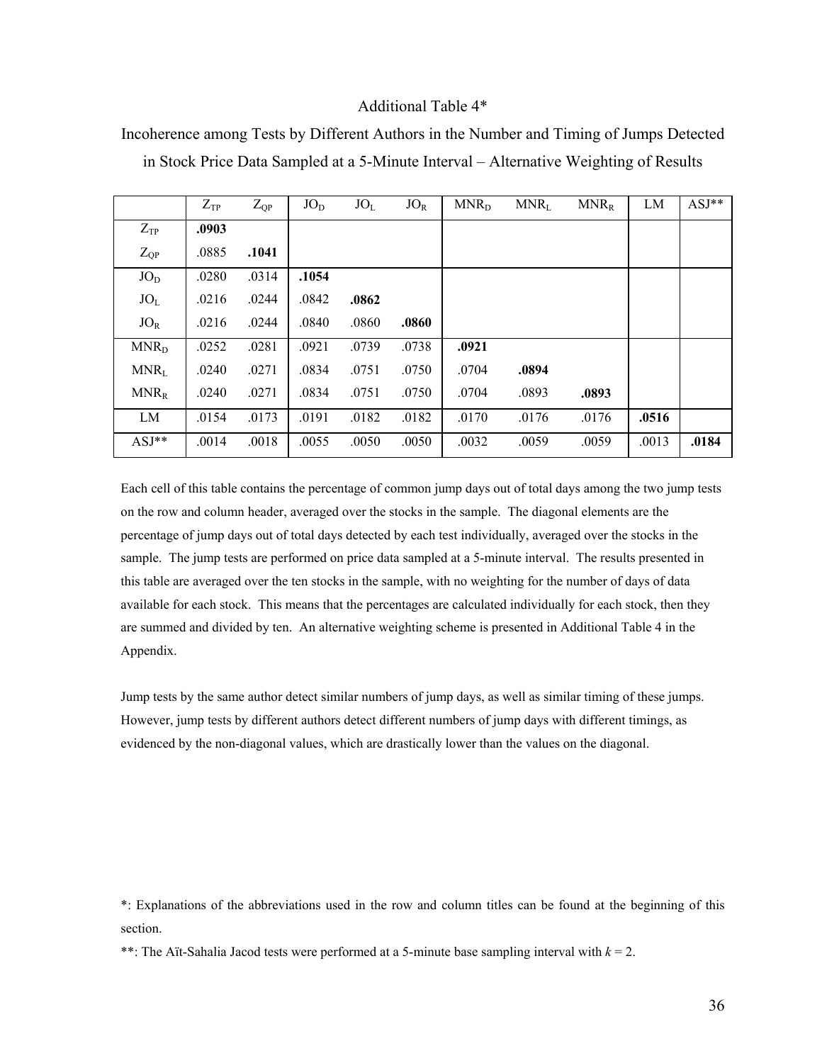Additional Table 4*

Incoherence among Tests by Different Authors in the Number and Timing of Jumps Detected in Stock Price Data Sampled at a 5-Minute Interval – Alternative Weighting of Results

| | $Z_{TP}$ | $Z_{QP}$ | $JO_D$ | $JO_L$ | $JO_R$ | $MNR_D$ | $MNR_L$ | $MNR_R$ | LM | ASJ** |
|---|---|---|---|---|---|---|---|---|---|---|
| $Z_{TP}$ | **.0903** | | | | | | | | | |
| $Z_{QP}$ | .0885 | **.1041** | | | | | | | | |
| $JO_D$ | .0280 | .0314 | **.1054** | | | | | | | |
| $JO_L$ | .0216 | .0244 | .0842 | **.0862** | | | | | | |
| $JO_R$ | .0216 | .0244 | .0840 | .0860 | **.0860** | | | | | |
| $MNR_D$ | .0252 | .0281 | .0921 | .0739 | .0738 | **.0921** | | | | |
| $MNR_L$ | .0240 | .0271 | .0834 | .0751 | .0750 | .0704 | **.0894** | | | |
| $MNR_R$ | .0240 | .0271 | .0834 | .0751 | .0750 | .0704 | .0893 | **.0893** | | |
| LM | .0154 | .0173 | .0191 | .0182 | .0182 | .0170 | .0176 | .0176 | **.0516** | |
| ASJ** | .0014 | .0018 | .0055 | .0050 | .0050 | .0032 | .0059 | .0059 | .0013 | **.0184** |

Each cell of this table contains the percentage of common jump days out of total days among the two jump tests on the row and column header, averaged over the stocks in the sample. The diagonal elements are the percentage of jump days out of total days detected by each test individually, averaged over the stocks in the sample. The jump tests are performed on price data sampled at a 5-minute interval. The results presented in this table are averaged over the ten stocks in the sample, with no weighting for the number of days of data available for each stock. This means that the percentages are calculated individually for each stock, then they are summed and divided by ten. An alternative weighting scheme is presented in Additional Table 4 in the Appendix.

Jump tests by the same author detect similar numbers of jump days, as well as similar timing of these jumps. However, jump tests by different authors detect different numbers of jump days with different timings, as evidenced by the non-diagonal values, which are drastically lower than the values on the diagonal.

*: Explanations of the abbreviations used in the row and column titles can be found at the beginning of this section.

**: The Aït-Sahalia Jacod tests were performed at a 5-minute base sampling interval with $k = 2$.